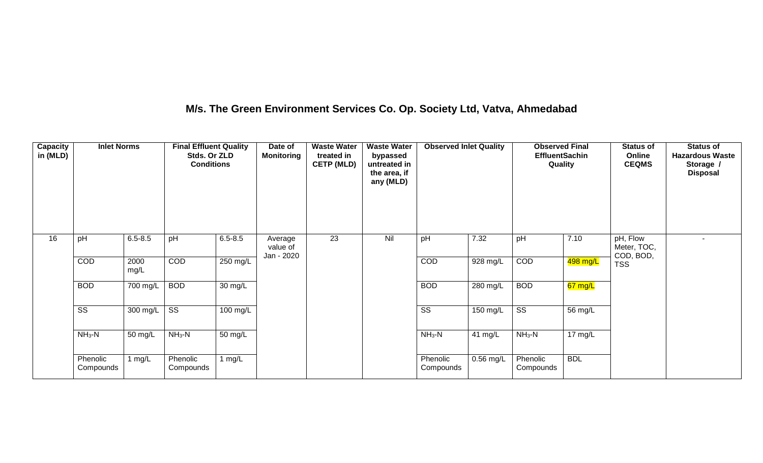# M/s. The Green Environment Services Co. Op. Society Ltd, Vatva, Ahmedabad

| Capacity in (MLD) | Inlet Norms | | Final Effluent Quality Stds. Or ZLD Conditions | | Date of Monitoring | Waste Water treated in CETP (MLD) | Waste Water bypassed untreated in the area, if any (MLD) | Observed Inlet Quality | | Observed Final EffluentSachin Quality | | Status of Online CEQMS | Status of Hazardous Waste Storage / Disposal |
|---|---|---|---|---|---|---|---|---|---|---|---|---|---|
| 16 | pH | 6.5-8.5 | pH | 6.5-8.5 | Average value of Jan - 2020 | 23 | Nil | pH | 7.32 | pH | 7.10 | pH, Flow Meter, TOC, COD, BOD, TSS | - |
| | COD | 2000 mg/L | COD | 250 mg/L | | | | COD | 928 mg/L | COD | 498 mg/L | | |
| | BOD | 700 mg/L | BOD | 30 mg/L | | | | BOD | 280 mg/L | BOD | 67 mg/L | | |
| | SS | 300 mg/L | SS | 100 mg/L | | | | SS | 150 mg/L | SS | 56 mg/L | | |
| | $NH_3$-N | 50 mg/L | $NH_3$-N | 50 mg/L | | | | $NH_3$-N | 41 mg/L | $NH_3$-N | 17 mg/L | | |
| | Phenolic Compounds | 1 mg/L | Phenolic Compounds | 1 mg/L | | | | Phenolic Compounds | 0.56 mg/L | Phenolic Compounds | BDL | | |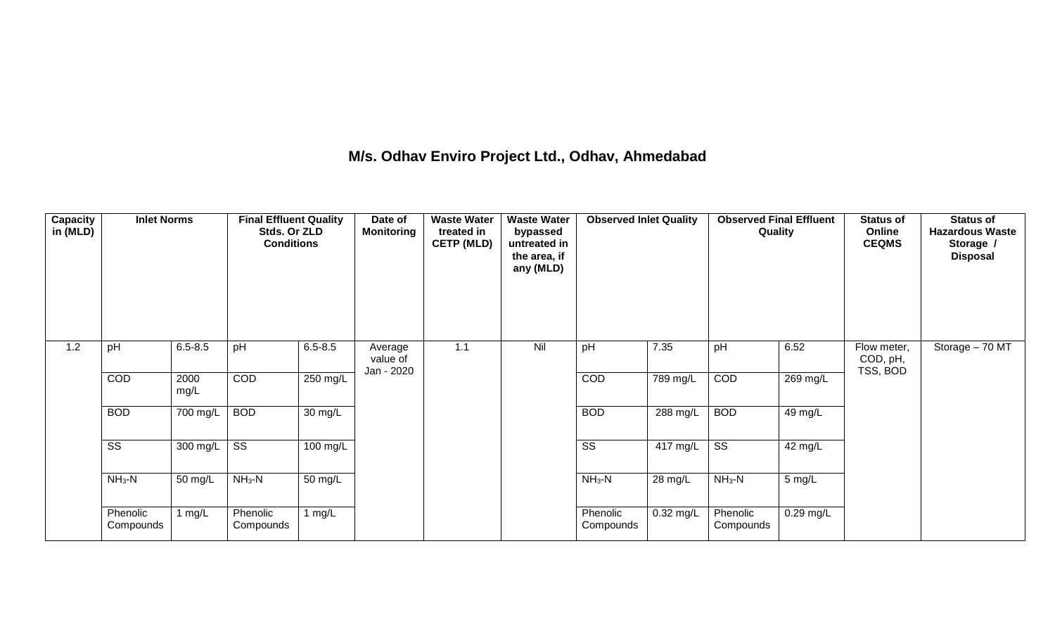# M/s. Odhav Enviro Project Ltd., Odhav, Ahmedabad

| Capacity in (MLD) | Inlet Norms | | Final Effluent Quality Stds. Or ZLD Conditions | | Date of Monitoring | Waste Water treated in CETP (MLD) | Waste Water bypassed untreated in the area, if any (MLD) | Observed Inlet Quality | | Observed Final Effluent Quality | | Status of Online CEQMS | Status of Hazardous Waste Storage / Disposal |
|---|---|---|---|---|---|---|---|---|---|---|---|---|---|
| 1.2 | pH | 6.5-8.5 | pH | 6.5-8.5 | Average value of Jan - 2020 | 1.1 | Nil | pH | 7.35 | pH | 6.52 | Flow meter, COD, pH, TSS, BOD | Storage – 70 MT |
| | COD | 2000 mg/L | COD | 250 mg/L | | | | COD | 789 mg/L | COD | 269 mg/L | | |
| | BOD | 700 mg/L | BOD | 30 mg/L | | | | BOD | 288 mg/L | BOD | 49 mg/L | | |
| | SS | 300 mg/L | SS | 100 mg/L | | | | SS | 417 mg/L | SS | 42 mg/L | | |
| | $NH_3$-N | 50 mg/L | $NH_3$-N | 50 mg/L | | | | $NH_3$-N | 28 mg/L | $NH_3$-N | 5 mg/L | | |
| | Phenolic Compounds | 1 mg/L | Phenolic Compounds | 1 mg/L | | | | Phenolic Compounds | 0.32 mg/L | Phenolic Compounds | 0.29 mg/L | | |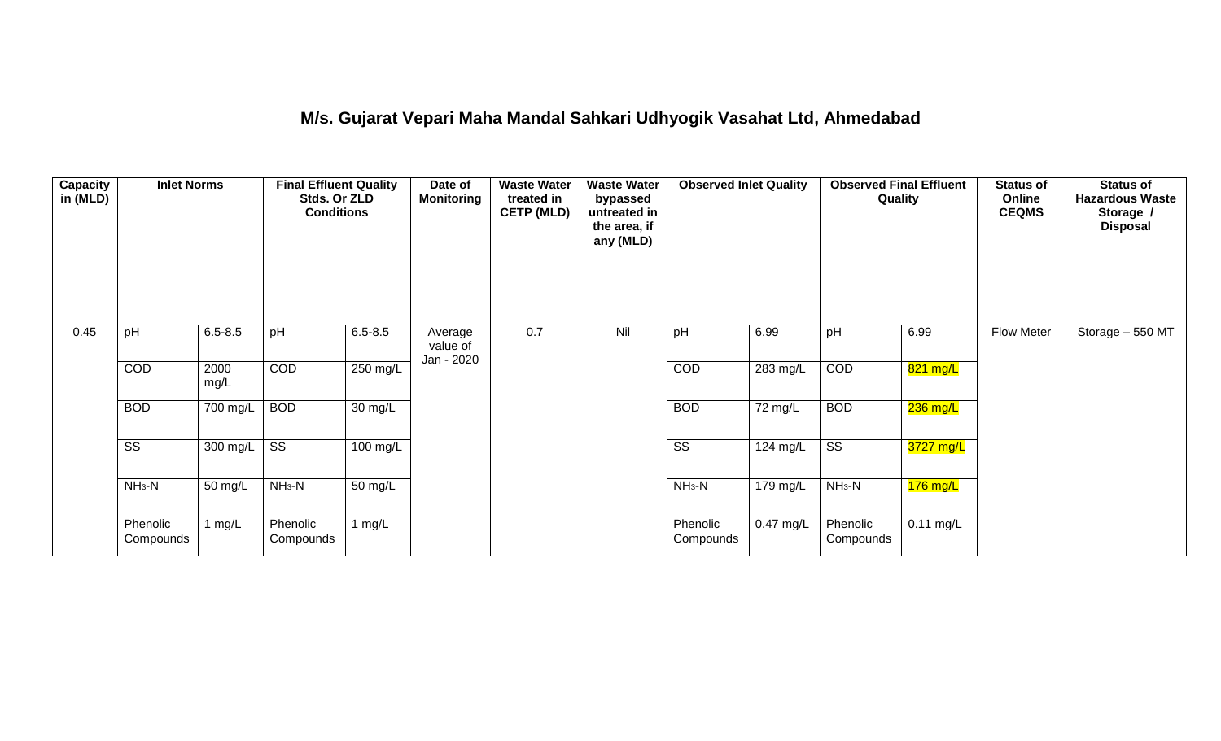## M/s. Gujarat Vepari Maha Mandal Sahkari Udhyogik Vasahat Ltd, Ahmedabad

| Capacity in (MLD) | Inlet Norms | | Final Effluent Quality Stds. Or ZLD Conditions | | Date of Monitoring | Waste Water treated in CETP (MLD) | Waste Water bypassed untreated in the area, if any (MLD) | Observed Inlet Quality | | Observed Final Effluent Quality | | Status of Online CEQMS | Status of Hazardous Waste Storage / Disposal |
|---|---|---|---|---|---|---|---|---|---|---|---|---|---|
| 0.45 | pH | 6.5-8.5 | pH | 6.5-8.5 | Average value of Jan - 2020 | 0.7 | Nil | pH | 6.99 | pH | 6.99 | Flow Meter | Storage – 550 MT |
| | COD | 2000 mg/L | COD | 250 mg/L | | | | COD | 283 mg/L | COD | 821 mg/L | | |
| | BOD | 700 mg/L | BOD | 30 mg/L | | | | BOD | 72 mg/L | BOD | 236 mg/L | | |
| | SS | 300 mg/L | SS | 100 mg/L | | | | SS | 124 mg/L | SS | 3727 mg/L | | |
| | $NH_3$-N | 50 mg/L | $NH_3$-N | 50 mg/L | | | | $NH_3$-N | 179 mg/L | $NH_3$-N | 176 mg/L | | |
| | Phenolic Compounds | 1 mg/L | Phenolic Compounds | 1 mg/L | | | | Phenolic Compounds | 0.47 mg/L | Phenolic Compounds | 0.11 mg/L | | |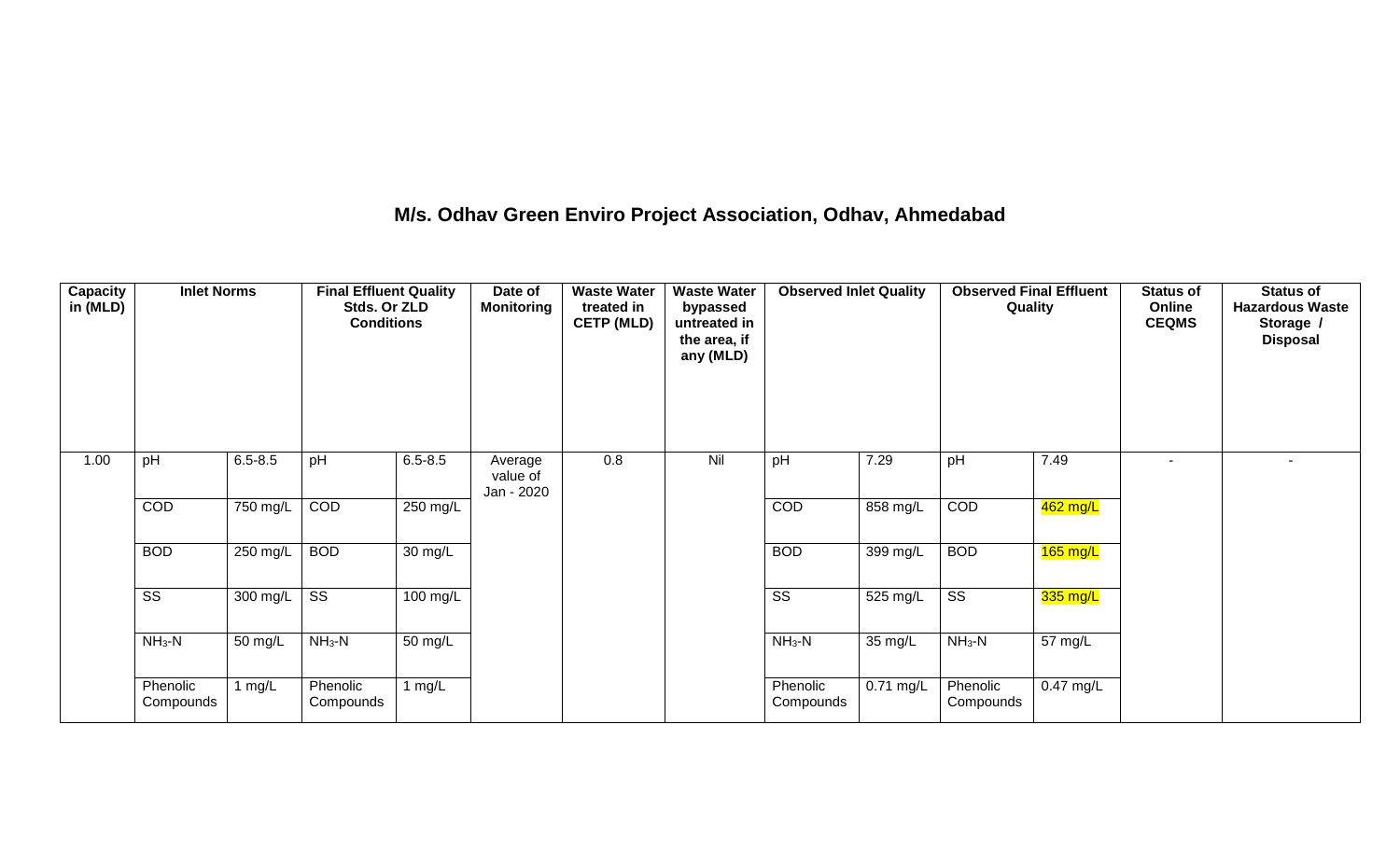## M/s. Odhav Green Enviro Project Association, Odhav, Ahmedabad

| Capacity in (MLD) | Inlet Norms | | Final Effluent Quality Stds. Or ZLD Conditions | | Date of Monitoring | Waste Water treated in CETP (MLD) | Waste Water bypassed untreated in the area, if any (MLD) | Observed Inlet Quality | | Observed Final Effluent Quality | | Status of Online CEQMS | Status of Hazardous Waste Storage / Disposal |
|---|---|---|---|---|---|---|---|---|---|---|---|---|---|
| 1.00 | pH | 6.5-8.5 | pH | 6.5-8.5 | Average value of Jan - 2020 | 0.8 | Nil | pH | 7.29 | pH | 7.49 | - | - |
| | COD | 750 mg/L | COD | 250 mg/L | | | | COD | 858 mg/L | COD | 462 mg/L | | |
| | BOD | 250 mg/L | BOD | 30 mg/L | | | | BOD | 399 mg/L | BOD | 165 mg/L | | |
| | SS | 300 mg/L | SS | 100 mg/L | | | | SS | 525 mg/L | SS | 335 mg/L | | |
| | $NH_3$-N | 50 mg/L | $NH_3$-N | 50 mg/L | | | | $NH_3$-N | 35 mg/L | $NH_3$-N | 57 mg/L | | |
| | Phenolic Compounds | 1 mg/L | Phenolic Compounds | 1 mg/L | | | | Phenolic Compounds | 0.71 mg/L | Phenolic Compounds | 0.47 mg/L | | |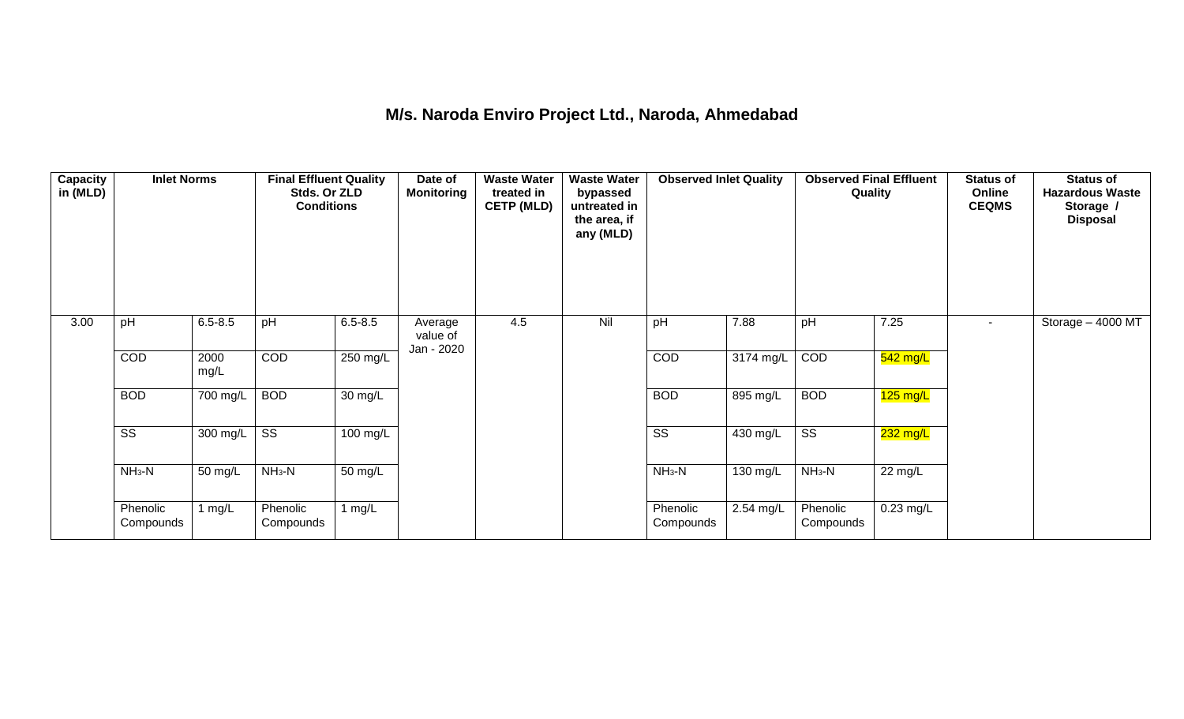# M/s. Naroda Enviro Project Ltd., Naroda, Ahmedabad

| Capacity in (MLD) | Inlet Norms | | Final Effluent Quality Stds. Or ZLD Conditions | | Date of Monitoring | Waste Water treated in CETP (MLD) | Waste Water bypassed untreated in the area, if any (MLD) | Observed Inlet Quality | | Observed Final Effluent Quality | | Status of Online CEQMS | Status of Hazardous Waste Storage / Disposal |
|---|---|---|---|---|---|---|---|---|---|---|---|---|---|
| 3.00 | pH | 6.5-8.5 | pH | 6.5-8.5 | Average value of Jan - 2020 | 4.5 | Nil | pH | 7.88 | pH | 7.25 | - | Storage – 4000 MT |
| | COD | 2000 mg/L | COD | 250 mg/L | | | | COD | 3174 mg/L | COD | 542 mg/L | | |
| | BOD | 700 mg/L | BOD | 30 mg/L | | | | BOD | 895 mg/L | BOD | 125 mg/L | | |
| | SS | 300 mg/L | SS | 100 mg/L | | | | SS | 430 mg/L | SS | 232 mg/L | | |
| | $NH_3$-N | 50 mg/L | $NH_3$-N | 50 mg/L | | | | $NH_3$-N | 130 mg/L | $NH_3$-N | 22 mg/L | | |
| | Phenolic Compounds | 1 mg/L | Phenolic Compounds | 1 mg/L | | | | Phenolic Compounds | 2.54 mg/L | Phenolic Compounds | 0.23 mg/L | | |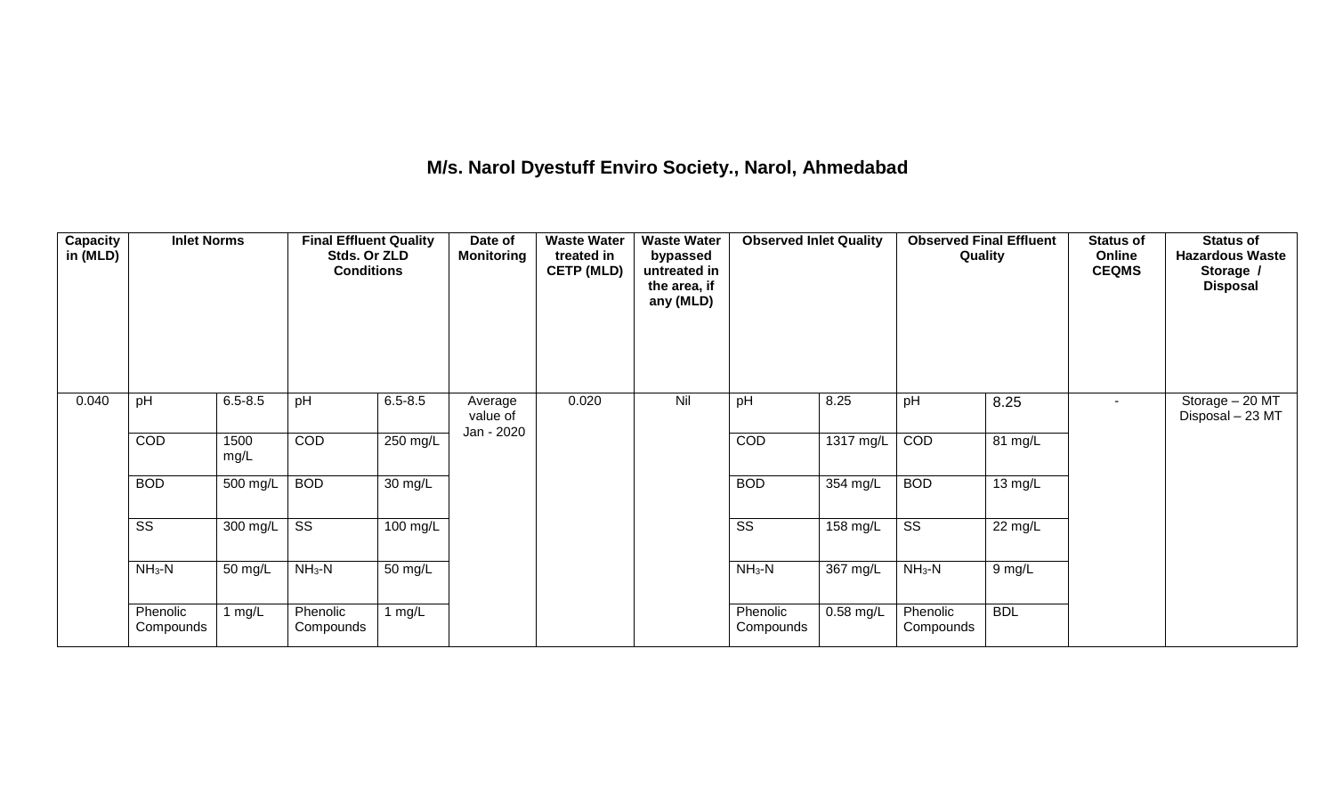**M/s. Narol Dyestuff Enviro Society., Narol, Ahmedabad**

| Capacity in (MLD) | Inlet Norms | | Final Effluent Quality Stds. Or ZLD Conditions | | Date of Monitoring | Waste Water treated in CETP (MLD) | Waste Water bypassed untreated in the area, if any (MLD) | Observed Inlet Quality | | Observed Final Effluent Quality | | Status of Online CEQMS | Status of Hazardous Waste Storage / Disposal |
|---|---|---|---|---|---|---|---|---|---|---|---|---|---|
| 0.040 | pH | 6.5-8.5 | pH | 6.5-8.5 | Average value of Jan - 2020 | 0.020 | Nil | pH | 8.25 | pH | 8.25 | - | Storage – 20 MT Disposal – 23 MT |
| | COD | 1500 mg/L | COD | 250 mg/L | | | | COD | 1317 mg/L | COD | 81 mg/L | | |
| | BOD | 500 mg/L | BOD | 30 mg/L | | | | BOD | 354 mg/L | BOD | 13 mg/L | | |
| | SS | 300 mg/L | SS | 100 mg/L | | | | SS | 158 mg/L | SS | 22 mg/L | | |
| | $NH_3$-N | 50 mg/L | $NH_3$-N | 50 mg/L | | | | $NH_3$-N | 367 mg/L | $NH_3$-N | 9 mg/L | | |
| | Phenolic Compounds | 1 mg/L | Phenolic Compounds | 1 mg/L | | | | Phenolic Compounds | 0.58 mg/L | Phenolic Compounds | BDL | | |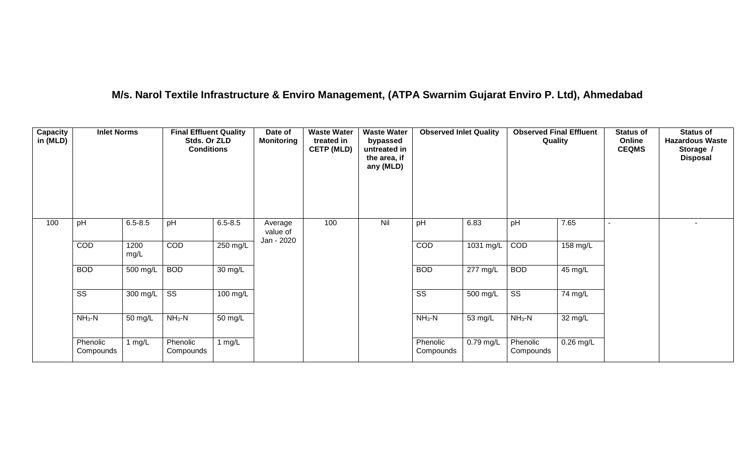## M/s. Narol Textile Infrastructure & Enviro Management, (ATPA Swarnim Gujarat Enviro P. Ltd), Ahmedabad

| Capacity in (MLD) | Inlet Norms | | Final Effluent Quality Stds. Or ZLD Conditions | | Date of Monitoring | Waste Water treated in CETP (MLD) | Waste Water bypassed untreated in the area, if any (MLD) | Observed Inlet Quality | | Observed Final Effluent Quality | | Status of Online CEQMS | Status of Hazardous Waste Storage / Disposal |
|---|---|---|---|---|---|---|---|---|---|---|---|---|---|
| 100 | pH | 6.5-8.5 | pH | 6.5-8.5 | Average value of Jan - 2020 | 100 | Nil | pH | 6.83 | pH | 7.65 | - | - |
| | COD | 1200 mg/L | COD | 250 mg/L | | | | COD | 1031 mg/L | COD | 158 mg/L | | |
| | BOD | 500 mg/L | BOD | 30 mg/L | | | | BOD | 277 mg/L | BOD | 45 mg/L | | |
| | SS | 300 mg/L | SS | 100 mg/L | | | | SS | 500 mg/L | SS | 74 mg/L | | |
| | $NH_3$-N | 50 mg/L | $NH_3$-N | 50 mg/L | | | | $NH_3$-N | 53 mg/L | $NH_3$-N | 32 mg/L | | |
| | Phenolic Compounds | 1 mg/L | Phenolic Compounds | 1 mg/L | | | | Phenolic Compounds | 0.79 mg/L | Phenolic Compounds | 0.26 mg/L | | |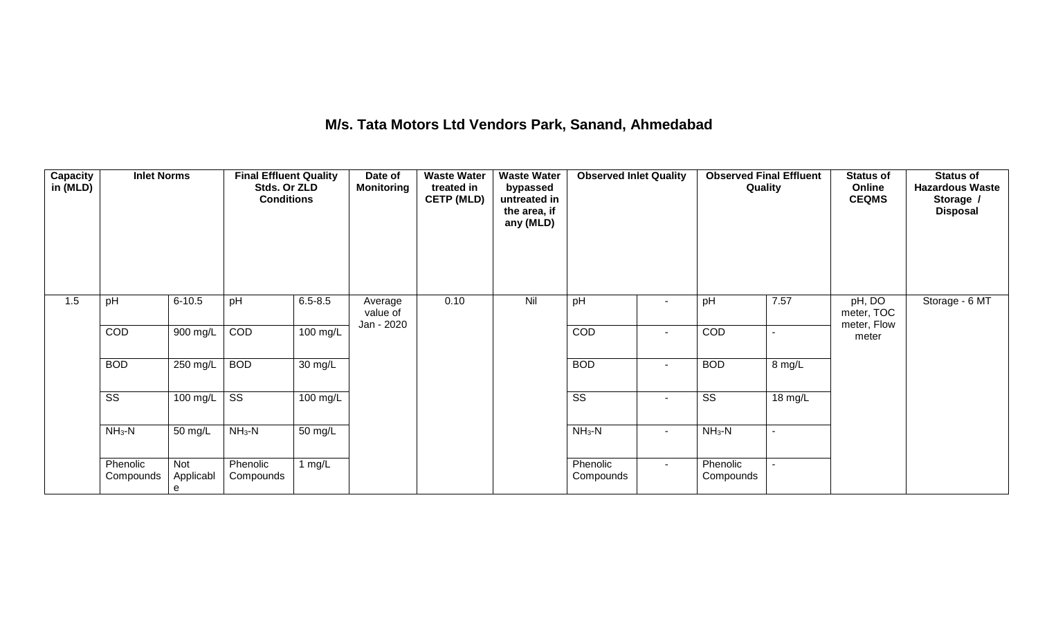# M/s. Tata Motors Ltd Vendors Park, Sanand, Ahmedabad

| Capacity in (MLD) | Inlet Norms | | Final Effluent Quality Stds. Or ZLD Conditions | | Date of Monitoring | Waste Water treated in CETP (MLD) | Waste Water bypassed untreated in the area, if any (MLD) | Observed Inlet Quality | | Observed Final Effluent Quality | | Status of Online CEQMS | Status of Hazardous Waste Storage / Disposal |
|---|---|---|---|---|---|---|---|---|---|---|---|---|---|
| 1.5 | pH | 6-10.5 | pH | 6.5-8.5 | Average value of Jan - 2020 | 0.10 | Nil | pH | - | pH | 7.57 | pH, DO meter, TOC meter, Flow meter | Storage - 6 MT |
| | COD | 900 mg/L | COD | 100 mg/L | | | | COD | - | COD | - | | |
| | BOD | 250 mg/L | BOD | 30 mg/L | | | | BOD | - | BOD | 8 mg/L | | |
| | SS | 100 mg/L | SS | 100 mg/L | | | | SS | - | SS | 18 mg/L | | |
| | $NH_3$-N | 50 mg/L | $NH_3$-N | 50 mg/L | | | | $NH_3$-N | - | $NH_3$-N | - | | |
| | Phenolic Compounds | Not Applicable | Phenolic Compounds | 1 mg/L | | | | Phenolic Compounds | - | Phenolic Compounds | - | | |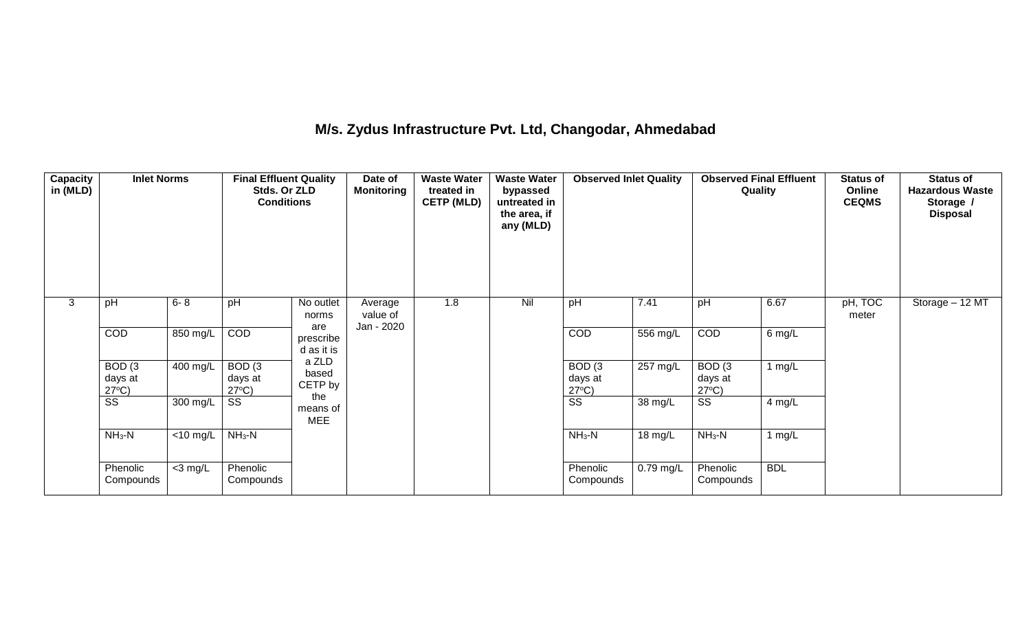# M/s. Zydus Infrastructure Pvt. Ltd, Changodar, Ahmedabad

| Capacity in (MLD) | Inlet Norms | | Final Effluent Quality Stds. Or ZLD Conditions | | Date of Monitoring | Waste Water treated in CETP (MLD) | Waste Water bypassed untreated in the area, if any (MLD) | Observed Inlet Quality | | Observed Final Effluent Quality | | Status of Online CEQMS | Status of Hazardous Waste Storage / Disposal |
|---|---|---|---|---|---|---|---|---|---|---|---|---|---|
| 3 | pH | 6- 8 | pH | No outlet norms are prescribed as it is a ZLD based CETP by the means of MEE | Average value of Jan - 2020 | 1.8 | Nil | pH | 7.41 | pH | 6.67 | pH, TOC meter | Storage – 12 MT |
| | COD | 850 mg/L | COD | | | | | COD | 556 mg/L | COD | 6 mg/L | | |
| | BOD (3 days at 27°C) | 400 mg/L | BOD (3 days at 27°C) | | | | | BOD (3 days at 27°C) | 257 mg/L | BOD (3 days at 27°C) | 1 mg/L | | |
| | SS | 300 mg/L | SS | | | | | SS | 38 mg/L | SS | 4 mg/L | | |
| | $NH_3$-N | <10 mg/L | $NH_3$-N | | | | | $NH_3$-N | 18 mg/L | $NH_3$-N | 1 mg/L | | |
| | Phenolic Compounds | <3 mg/L | Phenolic Compounds | | | | | Phenolic Compounds | 0.79 mg/L | Phenolic Compounds | BDL | | |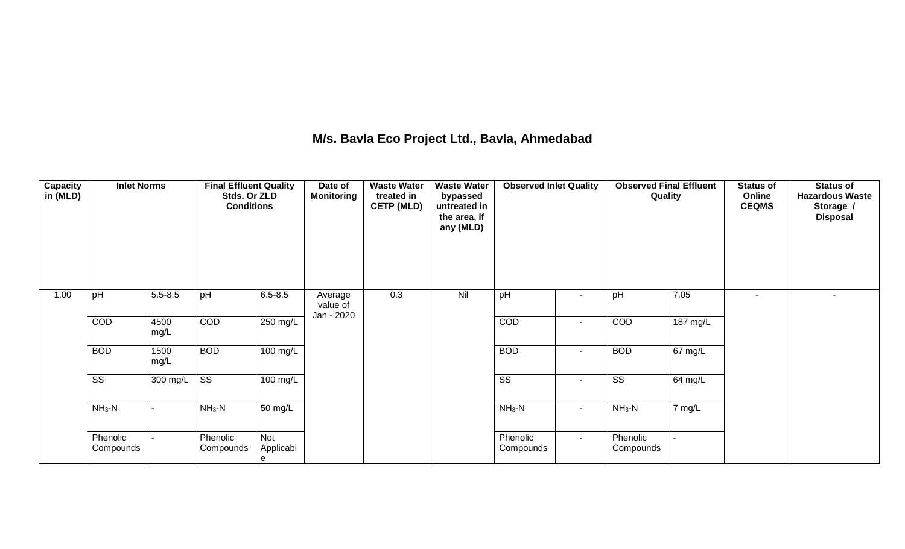## M/s. Bavla Eco Project Ltd., Bavla, Ahmedabad

| Capacity in (MLD) | Inlet Norms | | Final Effluent Quality Stds. Or ZLD Conditions | | Date of Monitoring | Waste Water treated in CETP (MLD) | Waste Water bypassed untreated in the area, if any (MLD) | Observed Inlet Quality | | Observed Final Effluent Quality | | Status of Online CEQMS | Status of Hazardous Waste Storage / Disposal |
|---|---|---|---|---|---|---|---|---|---|---|---|---|---|
| 1.00 | pH | 5.5-8.5 | pH | 6.5-8.5 | Average value of Jan - 2020 | 0.3 | Nil | pH | - | pH | 7.05 | - | - |
| | COD | 4500 mg/L | COD | 250 mg/L | | | | COD | - | COD | 187 mg/L | | |
| | BOD | 1500 mg/L | BOD | 100 mg/L | | | | BOD | - | BOD | 67 mg/L | | |
| | SS | 300 mg/L | SS | 100 mg/L | | | | SS | - | SS | 64 mg/L | | |
| | $NH_3$-N | - | $NH_3$-N | 50 mg/L | | | | $NH_3$-N | - | $NH_3$-N | 7 mg/L | | |
| | Phenolic Compounds | - | Phenolic Compounds | Not Applicable | | | | Phenolic Compounds | - | Phenolic Compounds | - | | |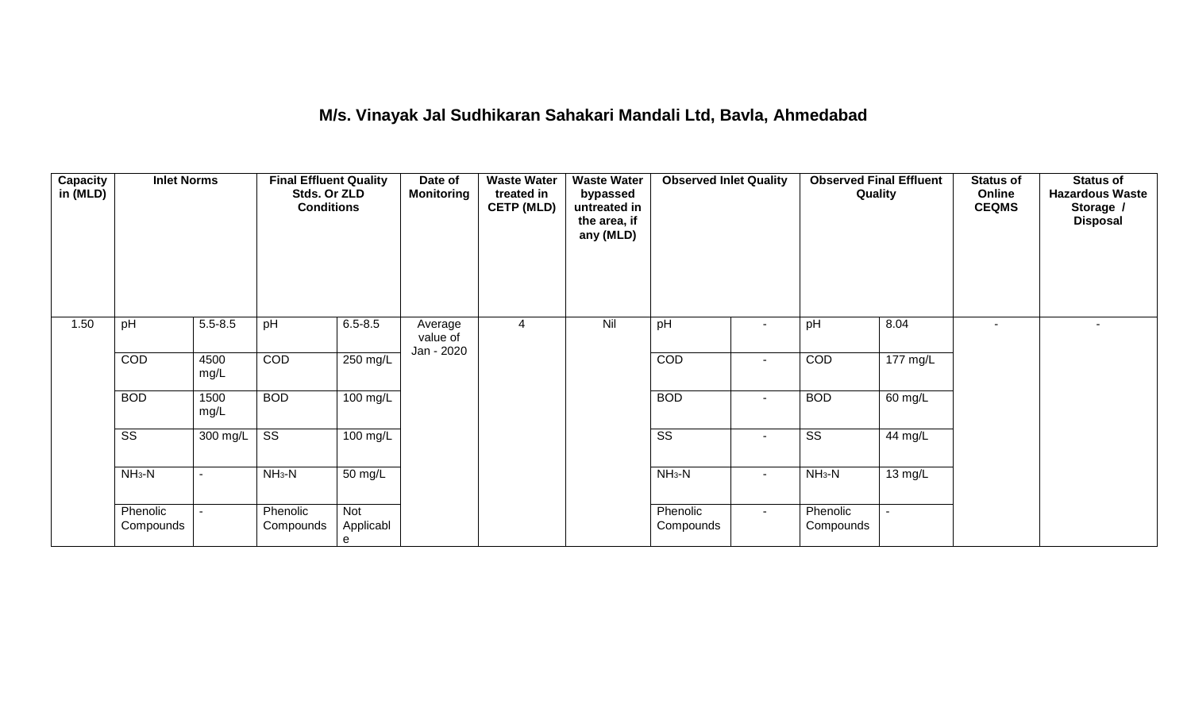# M/s. Vinayak Jal Sudhikaran Sahakari Mandali Ltd, Bavla, Ahmedabad

| Capacity in (MLD) | Inlet Norms | | Final Effluent Quality Stds. Or ZLD Conditions | | Date of Monitoring | Waste Water treated in CETP (MLD) | Waste Water bypassed untreated in the area, if any (MLD) | Observed Inlet Quality | | Observed Final Effluent Quality | | Status of Online CEQMS | Status of Hazardous Waste Storage / Disposal |
|---|---|---|---|---|---|---|---|---|---|---|---|---|---|
| 1.50 | pH | 5.5-8.5 | pH | 6.5-8.5 | Average value of Jan - 2020 | 4 | Nil | pH | - | pH | 8.04 | - | - |
| | COD | 4500 mg/L | COD | 250 mg/L | | | | COD | - | COD | 177 mg/L | | |
| | BOD | 1500 mg/L | BOD | 100 mg/L | | | | BOD | - | BOD | 60 mg/L | | |
| | SS | 300 mg/L | SS | 100 mg/L | | | | SS | - | SS | 44 mg/L | | |
| | $NH_3$-N | - | $NH_3$-N | 50 mg/L | | | | $NH_3$-N | - | $NH_3$-N | 13 mg/L | | |
| | Phenolic Compounds | - | Phenolic Compounds | Not Applicable | | | | Phenolic Compounds | - | Phenolic Compounds | - | | |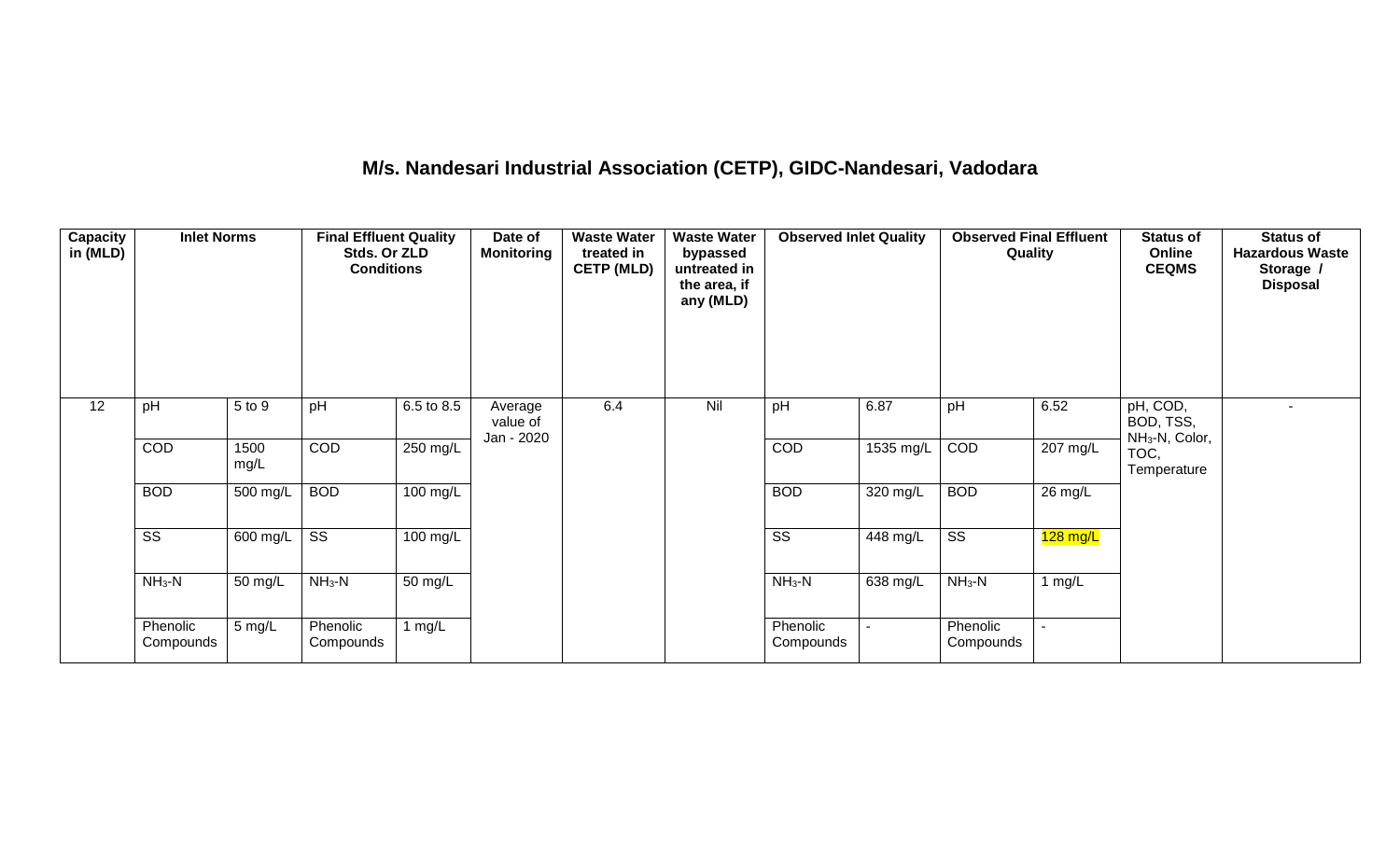# M/s. Nandesari Industrial Association (CETP), GIDC-Nandesari, Vadodara

| Capacity in (MLD) | Inlet Norms | | Final Effluent Quality Stds. Or ZLD Conditions | | Date of Monitoring | Waste Water treated in CETP (MLD) | Waste Water bypassed untreated in the area, if any (MLD) | Observed Inlet Quality | | Observed Final Effluent Quality | | Status of Online CEQMS | Status of Hazardous Waste Storage / Disposal |
|---|---|---|---|---|---|---|---|---|---|---|---|---|---|
| 12 | pH | 5 to 9 | pH | 6.5 to 8.5 | Average value of Jan - 2020 | 6.4 | Nil | pH | 6.87 | pH | 6.52 | pH, COD, BOD, TSS, $NH_3$-N, Color, TOC, Temperature | - |
| | COD | 1500 mg/L | COD | 250 mg/L | | | | COD | 1535 mg/L | COD | 207 mg/L | | |
| | BOD | 500 mg/L | BOD | 100 mg/L | | | | BOD | 320 mg/L | BOD | 26 mg/L | | |
| | SS | 600 mg/L | SS | 100 mg/L | | | | SS | 448 mg/L | SS | 128 mg/L | | |
| | $NH_3$-N | 50 mg/L | $NH_3$-N | 50 mg/L | | | | $NH_3$-N | 638 mg/L | $NH_3$-N | 1 mg/L | | |
| | Phenolic Compounds | 5 mg/L | Phenolic Compounds | 1 mg/L | | | | Phenolic Compounds | - | Phenolic Compounds | - | | |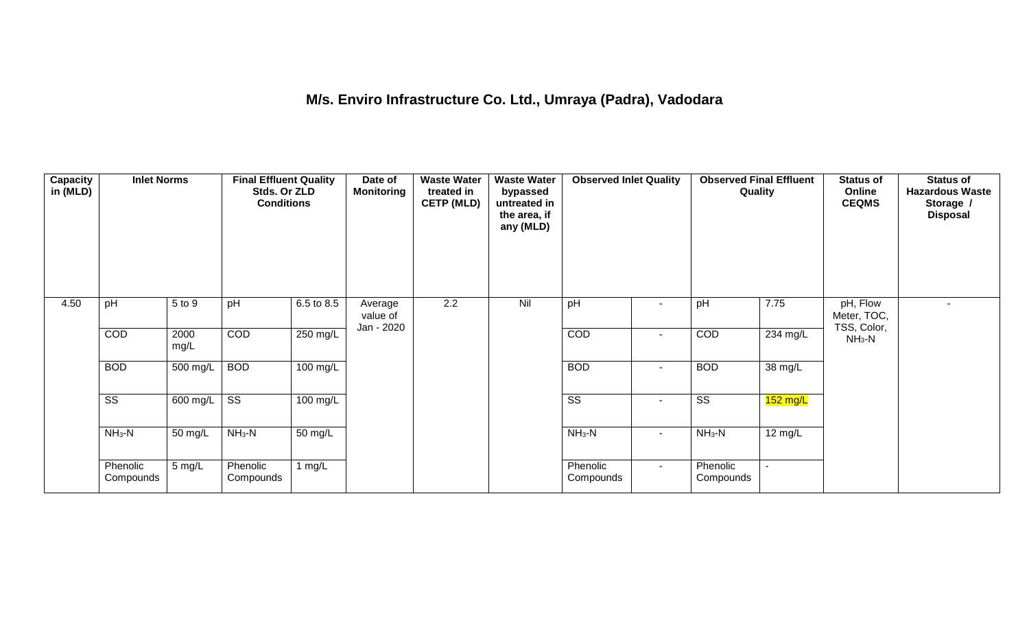# M/s. Enviro Infrastructure Co. Ltd., Umraya (Padra), Vadodara

| Capacity in (MLD) | Inlet Norms | | Final Effluent Quality Stds. Or ZLD Conditions | | Date of Monitoring | Waste Water treated in CETP (MLD) | Waste Water bypassed untreated in the area, if any (MLD) | Observed Inlet Quality | | Observed Final Effluent Quality | | Status of Online CEQMS | Status of Hazardous Waste Storage / Disposal |
|---|---|---|---|---|---|---|---|---|---|---|---|---|---|
| 4.50 | pH | 5 to 9 | pH | 6.5 to 8.5 | Average value of Jan - 2020 | 2.2 | Nil | pH | - | pH | 7.75 | pH, Flow Meter, TOC, TSS, Color, $NH_3$-N | - |
| | COD | 2000 mg/L | COD | 250 mg/L | | | | COD | - | COD | 234 mg/L | | |
| | BOD | 500 mg/L | BOD | 100 mg/L | | | | BOD | - | BOD | 38 mg/L | | |
| | SS | 600 mg/L | SS | 100 mg/L | | | | SS | - | SS | 152 mg/L | | |
| | $NH_3$-N | 50 mg/L | $NH_3$-N | 50 mg/L | | | | $NH_3$-N | - | $NH_3$-N | 12 mg/L | | |
| | Phenolic Compounds | 5 mg/L | Phenolic Compounds | 1 mg/L | | | | Phenolic Compounds | - | Phenolic Compounds | - | | |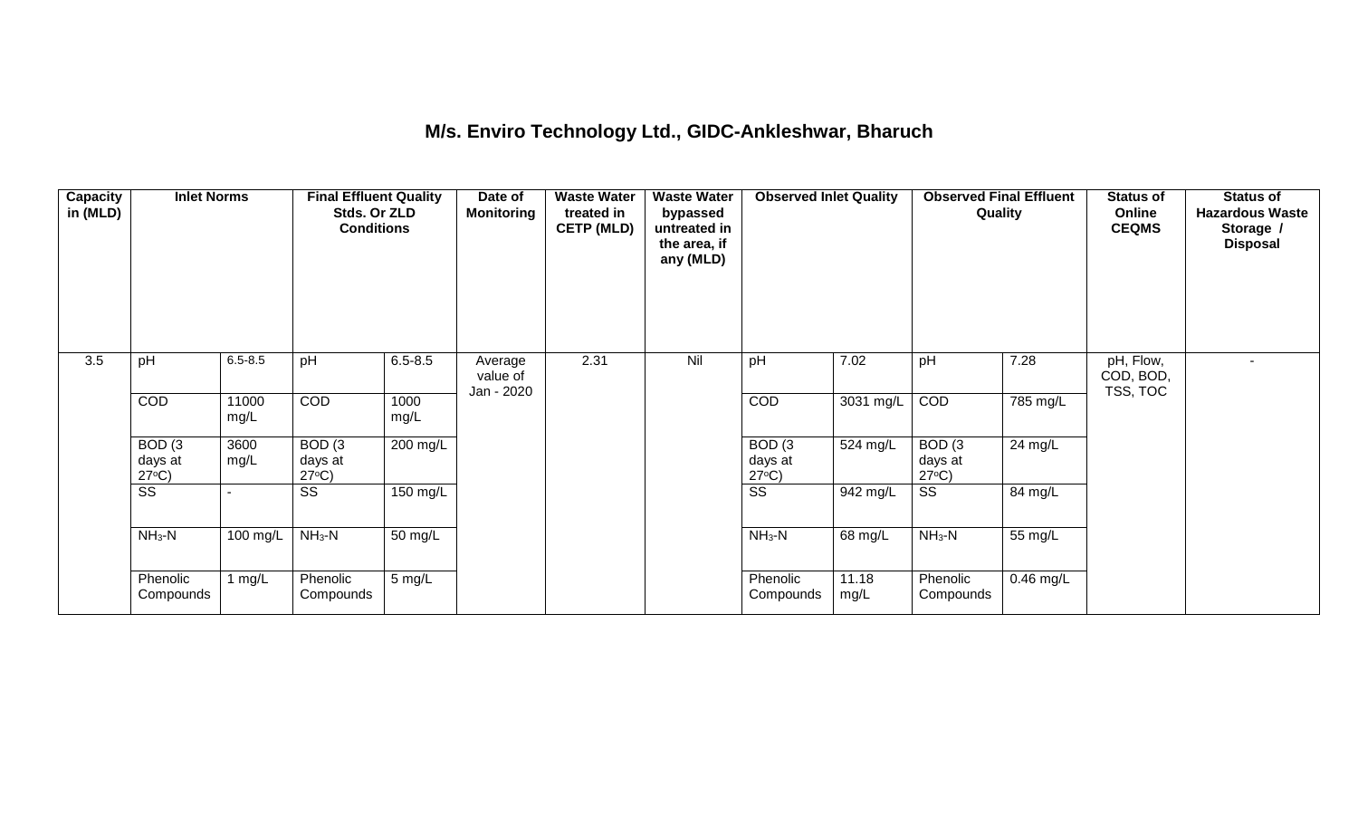# M/s. Enviro Technology Ltd., GIDC-Ankleshwar, Bharuch

| Capacity in (MLD) | Inlet Norms | | Final Effluent Quality Stds. Or ZLD Conditions | | Date of Monitoring | Waste Water treated in CETP (MLD) | Waste Water bypassed untreated in the area, if any (MLD) | Observed Inlet Quality | | Observed Final Effluent Quality | | Status of Online CEQMS | Status of Hazardous Waste Storage / Disposal |
|---|---|---|---|---|---|---|---|---|---|---|---|---|---|
| 3.5 | pH | 6.5-8.5 | pH | 6.5-8.5 | Average value of Jan - 2020 | 2.31 | Nil | pH | 7.02 | pH | 7.28 | pH, Flow, COD, BOD, TSS, TOC | - |
| | COD | 11000 mg/L | COD | 1000 mg/L | | | | COD | 3031 mg/L | COD | 785 mg/L | | |
| | BOD (3 days at 27°C) | 3600 mg/L | BOD (3 days at 27°C) | 200 mg/L | | | | BOD (3 days at 27°C) | 524 mg/L | BOD (3 days at 27°C) | 24 mg/L | | |
| | SS | - | SS | 150 mg/L | | | | SS | 942 mg/L | SS | 84 mg/L | | |
| | $NH_3$-N | 100 mg/L | $NH_3$-N | 50 mg/L | | | | $NH_3$-N | 68 mg/L | $NH_3$-N | 55 mg/L | | |
| | Phenolic Compounds | 1 mg/L | Phenolic Compounds | 5 mg/L | | | | Phenolic Compounds | 11.18 mg/L | Phenolic Compounds | 0.46 mg/L | | |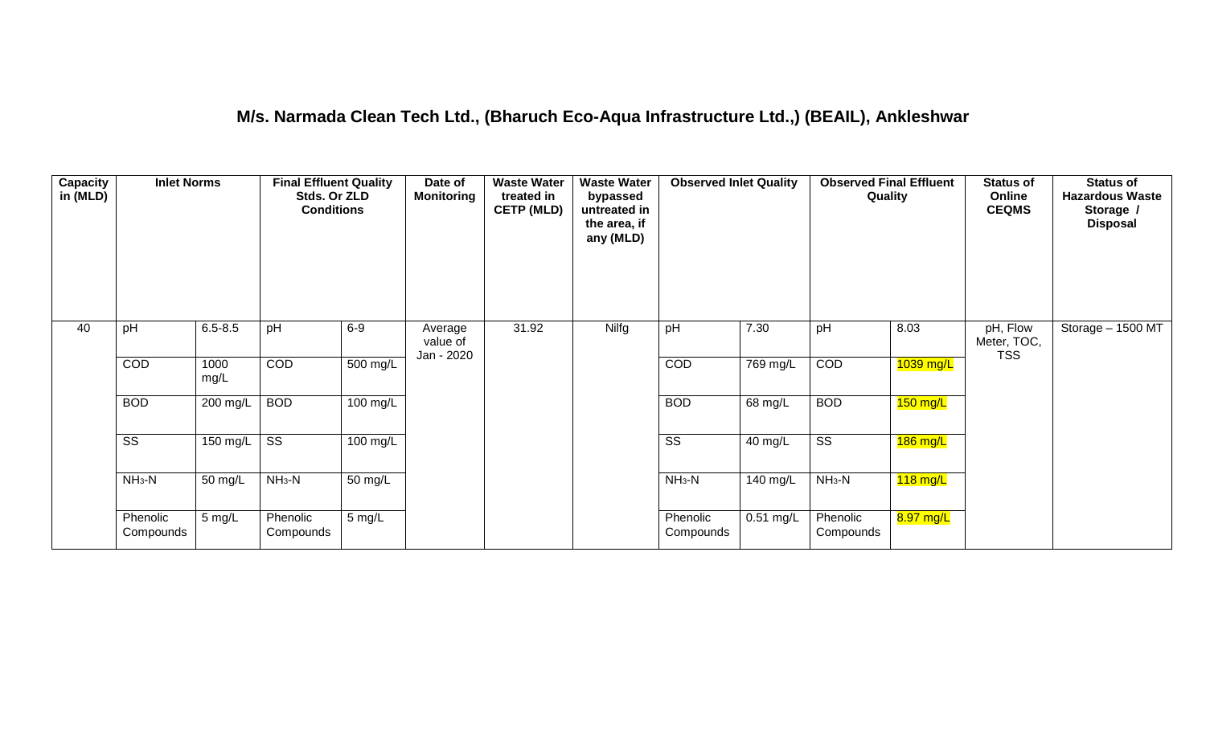## M/s. Narmada Clean Tech Ltd., (Bharuch Eco-Aqua Infrastructure Ltd.,) (BEAIL), Ankleshwar

| Capacity in (MLD) | Inlet Norms | | Final Effluent Quality Stds. Or ZLD Conditions | | Date of Monitoring | Waste Water treated in CETP (MLD) | Waste Water bypassed untreated in the area, if any (MLD) | Observed Inlet Quality | | Observed Final Effluent Quality | | Status of Online CEQMS | Status of Hazardous Waste Storage / Disposal |
|---|---|---|---|---|---|---|---|---|---|---|---|---|---|
| 40 | pH | 6.5-8.5 | pH | 6-9 | Average value of Jan - 2020 | 31.92 | Nilfg | pH | 7.30 | pH | 8.03 | pH, Flow Meter, TOC, TSS | Storage – 1500 MT |
| | COD | 1000 mg/L | COD | 500 mg/L | | | | COD | 769 mg/L | COD | 1039 mg/L | | |
| | BOD | 200 mg/L | BOD | 100 mg/L | | | | BOD | 68 mg/L | BOD | 150 mg/L | | |
| | SS | 150 mg/L | SS | 100 mg/L | | | | SS | 40 mg/L | SS | 186 mg/L | | |
| | $NH_3$-N | 50 mg/L | $NH_3$-N | 50 mg/L | | | | $NH_3$-N | 140 mg/L | $NH_3$-N | 118 mg/L | | |
| | Phenolic Compounds | 5 mg/L | Phenolic Compounds | 5 mg/L | | | | Phenolic Compounds | 0.51 mg/L | Phenolic Compounds | 8.97 mg/L | | |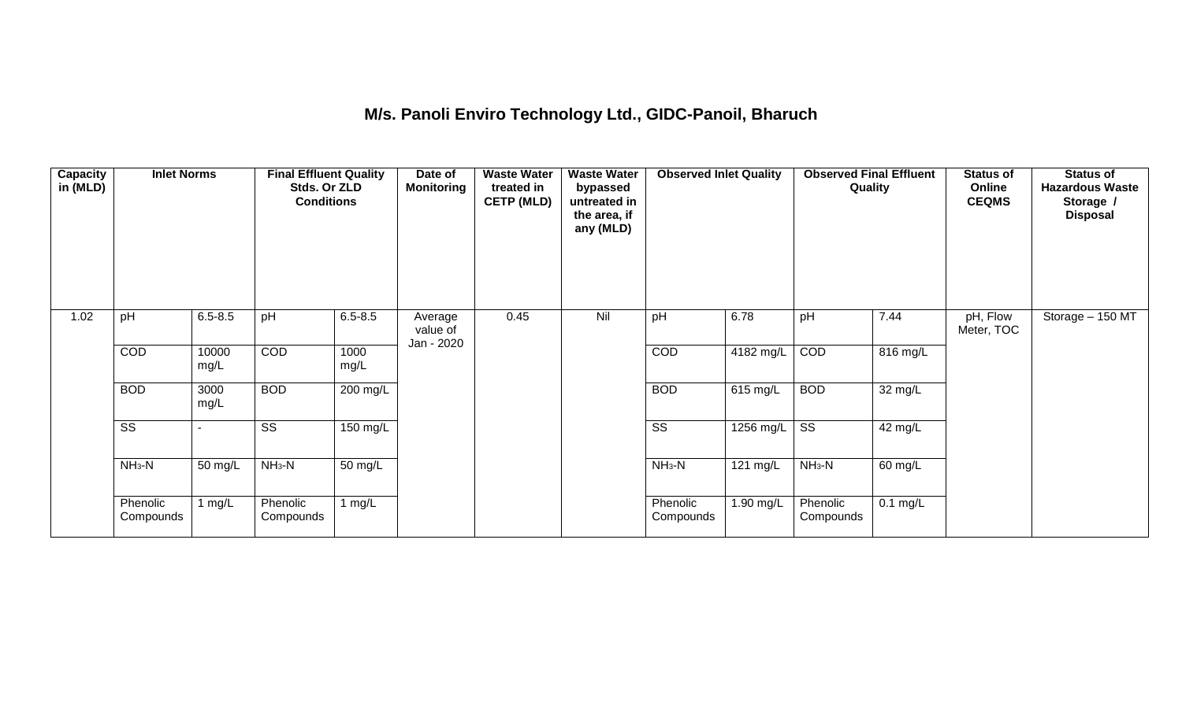## M/s. Panoli Enviro Technology Ltd., GIDC-Panoil, Bharuch

| Capacity in (MLD) | Inlet Norms | | Final Effluent Quality Stds. Or ZLD Conditions | | Date of Monitoring | Waste Water treated in CETP (MLD) | Waste Water bypassed untreated in the area, if any (MLD) | Observed Inlet Quality | | Observed Final Effluent Quality | | Status of Online CEQMS | Status of Hazardous Waste Storage / Disposal |
|---|---|---|---|---|---|---|---|---|---|---|---|---|---|
| 1.02 | pH | 6.5-8.5 | pH | 6.5-8.5 | Average value of Jan - 2020 | 0.45 | Nil | pH | 6.78 | pH | 7.44 | pH, Flow Meter, TOC | Storage – 150 MT |
| | COD | 10000 mg/L | COD | 1000 mg/L | | | | COD | 4182 mg/L | COD | 816 mg/L | | |
| | BOD | 3000 mg/L | BOD | 200 mg/L | | | | BOD | 615 mg/L | BOD | 32 mg/L | | |
| | SS | - | SS | 150 mg/L | | | | SS | 1256 mg/L | SS | 42 mg/L | | |
| | $NH_3$-N | 50 mg/L | $NH_3$-N | 50 mg/L | | | | $NH_3$-N | 121 mg/L | $NH_3$-N | 60 mg/L | | |
| | Phenolic Compounds | 1 mg/L | Phenolic Compounds | 1 mg/L | | | | Phenolic Compounds | 1.90 mg/L | Phenolic Compounds | 0.1 mg/L | | |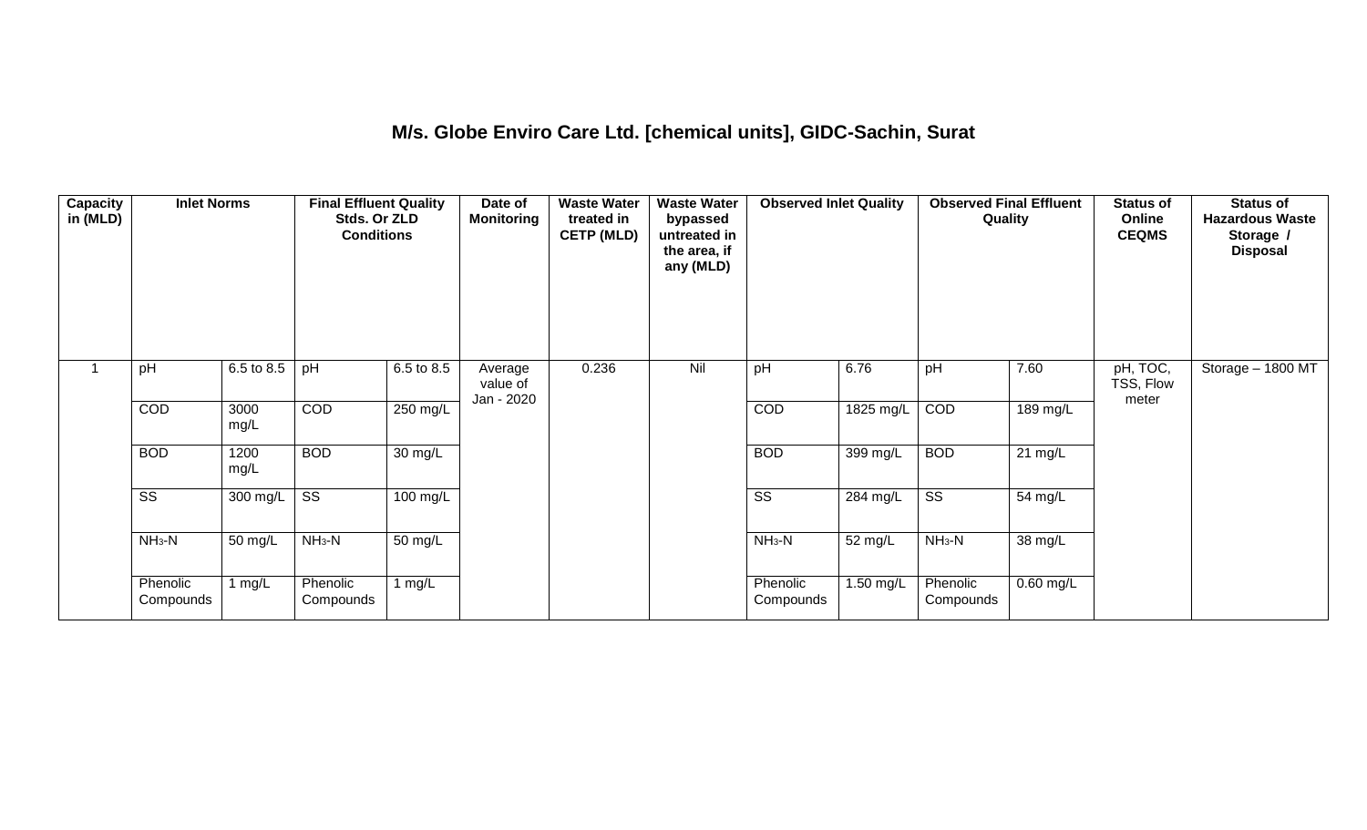# M/s. Globe Enviro Care Ltd. [chemical units], GIDC-Sachin, Surat

| Capacity in (MLD) | Inlet Norms | | Final Effluent Quality Stds. Or ZLD Conditions | | Date of Monitoring | Waste Water treated in CETP (MLD) | Waste Water bypassed untreated in the area, if any (MLD) | Observed Inlet Quality | | Observed Final Effluent Quality | | Status of Online CEQMS | Status of Hazardous Waste Storage / Disposal |
|---|---|---|---|---|---|---|---|---|---|---|---|---|---|
| 1 | pH | 6.5 to 8.5 | pH | 6.5 to 8.5 | Average value of Jan - 2020 | 0.236 | Nil | pH | 6.76 | pH | 7.60 | pH, TOC, TSS, Flow meter | Storage – 1800 MT |
| | COD | 3000 mg/L | COD | 250 mg/L | | | | COD | 1825 mg/L | COD | 189 mg/L | | |
| | BOD | 1200 mg/L | BOD | 30 mg/L | | | | BOD | 399 mg/L | BOD | 21 mg/L | | |
| | SS | 300 mg/L | SS | 100 mg/L | | | | SS | 284 mg/L | SS | 54 mg/L | | |
| | $NH_3$-N | 50 mg/L | $NH_3$-N | 50 mg/L | | | | $NH_3$-N | 52 mg/L | $NH_3$-N | 38 mg/L | | |
| | Phenolic Compounds | 1 mg/L | Phenolic Compounds | 1 mg/L | | | | Phenolic Compounds | 1.50 mg/L | Phenolic Compounds | 0.60 mg/L | | |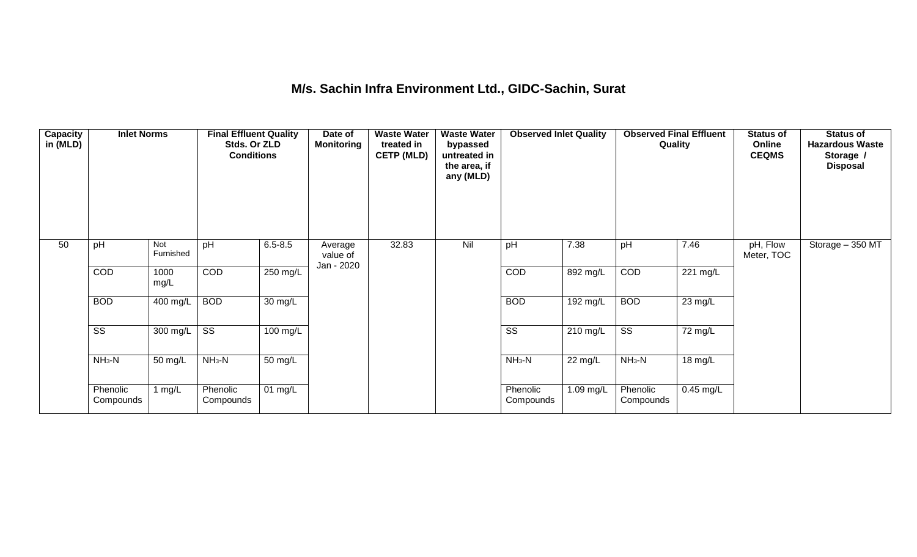# M/s. Sachin Infra Environment Ltd., GIDC-Sachin, Surat

| Capacity in (MLD) | Inlet Norms | | Final Effluent Quality Stds. Or ZLD Conditions | | Date of Monitoring | Waste Water treated in CETP (MLD) | Waste Water bypassed untreated in the area, if any (MLD) | Observed Inlet Quality | | Observed Final Effluent Quality | | Status of Online CEQMS | Status of Hazardous Waste Storage / Disposal |
|---|---|---|---|---|---|---|---|---|---|---|---|---|---|
| 50 | pH | Not Furnished | pH | 6.5-8.5 | Average value of Jan - 2020 | 32.83 | Nil | pH | 7.38 | pH | 7.46 | pH, Flow Meter, TOC | Storage – 350 MT |
| | COD | 1000 mg/L | COD | 250 mg/L | | | | COD | 892 mg/L | COD | 221 mg/L | | |
| | BOD | 400 mg/L | BOD | 30 mg/L | | | | BOD | 192 mg/L | BOD | 23 mg/L | | |
| | SS | 300 mg/L | SS | 100 mg/L | | | | SS | 210 mg/L | SS | 72 mg/L | | |
| | $NH_3$-N | 50 mg/L | $NH_3$-N | 50 mg/L | | | | $NH_3$-N | 22 mg/L | $NH_3$-N | 18 mg/L | | |
| | Phenolic Compounds | 1 mg/L | Phenolic Compounds | 01 mg/L | | | | Phenolic Compounds | 1.09 mg/L | Phenolic Compounds | 0.45 mg/L | | |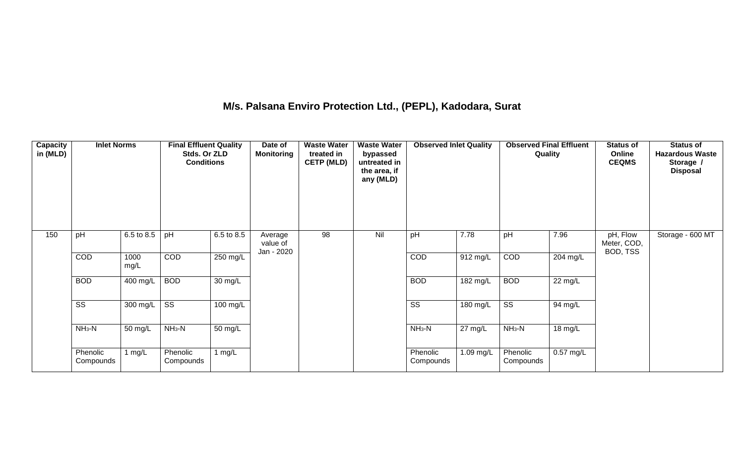# M/s. Palsana Enviro Protection Ltd., (PEPL), Kadodara, Surat

| Capacity in (MLD) | Inlet Norms | | Final Effluent Quality Stds. Or ZLD Conditions | | Date of Monitoring | Waste Water treated in CETP (MLD) | Waste Water bypassed untreated in the area, if any (MLD) | Observed Inlet Quality | | Observed Final Effluent Quality | | Status of Online CEQMS | Status of Hazardous Waste Storage / Disposal |
|---|---|---|---|---|---|---|---|---|---|---|---|---|---|
| 150 | pH | 6.5 to 8.5 | pH | 6.5 to 8.5 | Average value of Jan - 2020 | 98 | Nil | pH | 7.78 | pH | 7.96 | pH, Flow Meter, COD, BOD, TSS | Storage - 600 MT |
| | COD | 1000 mg/L | COD | 250 mg/L | | | | COD | 912 mg/L | COD | 204 mg/L | | |
| | BOD | 400 mg/L | BOD | 30 mg/L | | | | BOD | 182 mg/L | BOD | 22 mg/L | | |
| | SS | 300 mg/L | SS | 100 mg/L | | | | SS | 180 mg/L | SS | 94 mg/L | | |
| | $NH_3$-N | 50 mg/L | $NH_3$-N | 50 mg/L | | | | $NH_3$-N | 27 mg/L | $NH_3$-N | 18 mg/L | | |
| | Phenolic Compounds | 1 mg/L | Phenolic Compounds | 1 mg/L | | | | Phenolic Compounds | 1.09 mg/L | Phenolic Compounds | 0.57 mg/L | | |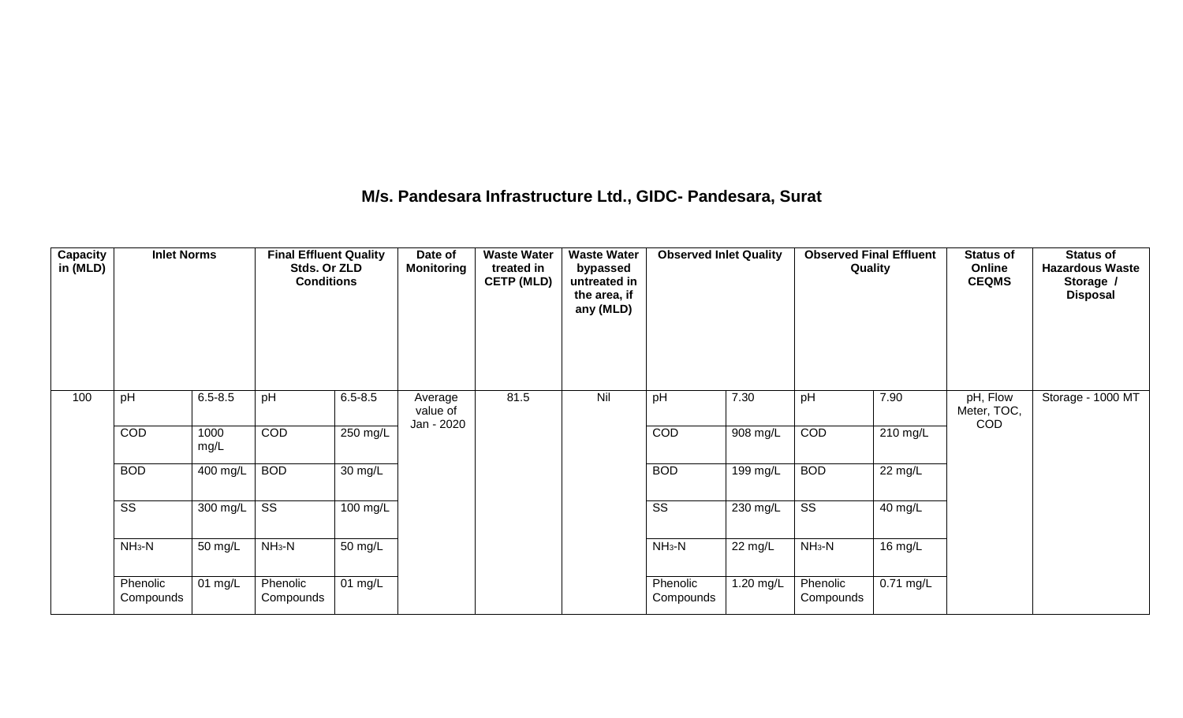## M/s. Pandesara Infrastructure Ltd., GIDC- Pandesara, Surat

| Capacity in (MLD) | Inlet Norms | | Final Effluent Quality Stds. Or ZLD Conditions | | Date of Monitoring | Waste Water treated in CETP (MLD) | Waste Water bypassed untreated in the area, if any (MLD) | Observed Inlet Quality | | Observed Final Effluent Quality | | Status of Online CEQMS | Status of Hazardous Waste Storage / Disposal |
|---|---|---|---|---|---|---|---|---|---|---|---|---|---|
| 100 | pH | 6.5-8.5 | pH | 6.5-8.5 | Average value of Jan - 2020 | 81.5 | Nil | pH | 7.30 | pH | 7.90 | pH, Flow Meter, TOC, COD | Storage - 1000 MT |
| | COD | 1000 mg/L | COD | 250 mg/L | | | | COD | 908 mg/L | COD | 210 mg/L | | |
| | BOD | 400 mg/L | BOD | 30 mg/L | | | | BOD | 199 mg/L | BOD | 22 mg/L | | |
| | SS | 300 mg/L | SS | 100 mg/L | | | | SS | 230 mg/L | SS | 40 mg/L | | |
| | $NH_3$-N | 50 mg/L | $NH_3$-N | 50 mg/L | | | | $NH_3$-N | 22 mg/L | $NH_3$-N | 16 mg/L | | |
| | Phenolic Compounds | 01 mg/L | Phenolic Compounds | 01 mg/L | | | | Phenolic Compounds | 1.20 mg/L | Phenolic Compounds | 0.71 mg/L | | |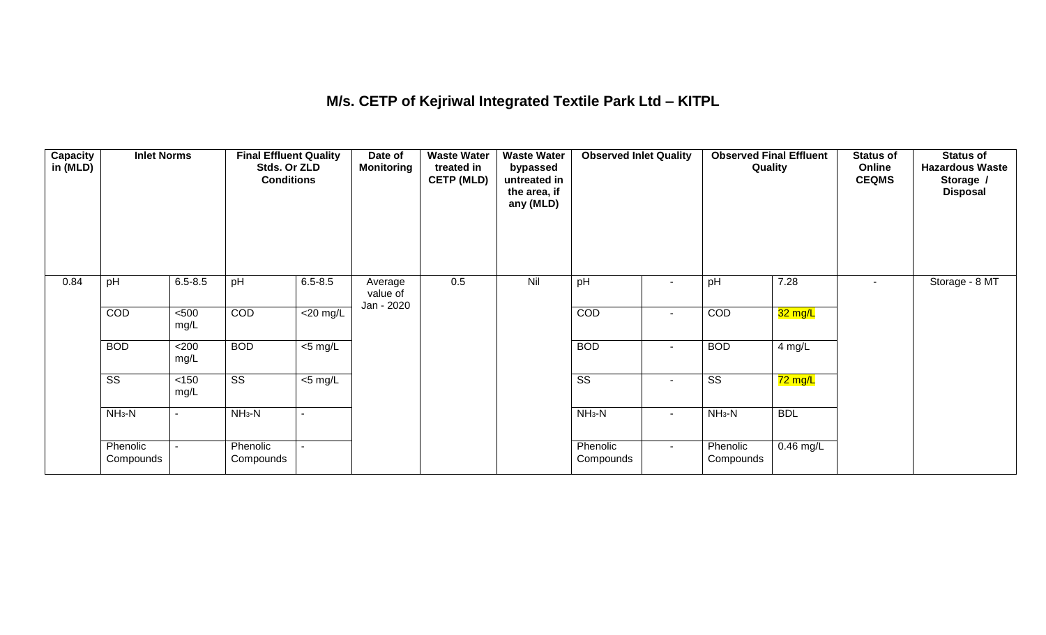# M/s. CETP of Kejriwal Integrated Textile Park Ltd – KITPL

| Capacity in (MLD) | Inlet Norms | | Final Effluent Quality Stds. Or ZLD Conditions | | Date of Monitoring | Waste Water treated in CETP (MLD) | Waste Water bypassed untreated in the area, if any (MLD) | Observed Inlet Quality | | Observed Final Effluent Quality | | Status of Online CEQMS | Status of Hazardous Waste Storage / Disposal |
|---|---|---|---|---|---|---|---|---|---|---|---|---|---|
| 0.84 | pH | 6.5-8.5 | pH | 6.5-8.5 | Average value of Jan - 2020 | 0.5 | Nil | pH | - | pH | 7.28 | - | Storage - 8 MT |
| | COD | <500 mg/L | COD | <20 mg/L | | | | COD | - | COD | 32 mg/L | | |
| | BOD | <200 mg/L | BOD | <5 mg/L | | | | BOD | - | BOD | 4 mg/L | | |
| | SS | <150 mg/L | SS | <5 mg/L | | | | SS | - | SS | 72 mg/L | | |
| | $NH_3$-N | - | $NH_3$-N | - | | | | $NH_3$-N | - | $NH_3$-N | BDL | | |
| | Phenolic Compounds | - | Phenolic Compounds | - | | | | Phenolic Compounds | - | Phenolic Compounds | 0.46 mg/L | | |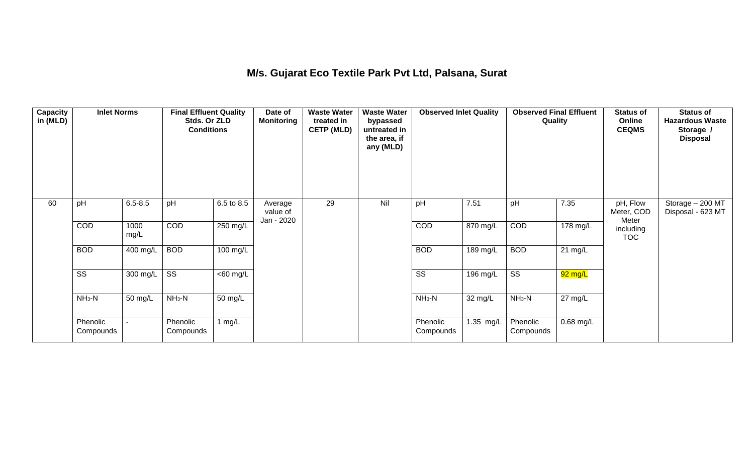# M/s. Gujarat Eco Textile Park Pvt Ltd, Palsana, Surat

| Capacity in (MLD) | Inlet Norms | | Final Effluent Quality Stds. Or ZLD Conditions | | Date of Monitoring | Waste Water treated in CETP (MLD) | Waste Water bypassed untreated in the area, if any (MLD) | Observed Inlet Quality | | Observed Final Effluent Quality | | Status of Online CEQMS | Status of Hazardous Waste Storage / Disposal |
|---|---|---|---|---|---|---|---|---|---|---|---|---|---|
| 60 | pH | 6.5-8.5 | pH | 6.5 to 8.5 | Average value of Jan - 2020 | 29 | Nil | pH | 7.51 | pH | 7.35 | pH, Flow Meter, COD Meter including TOC | Storage – 200 MT Disposal - 623 MT |
| | COD | 1000 mg/L | COD | 250 mg/L | | | | COD | 870 mg/L | COD | 178 mg/L | | |
| | BOD | 400 mg/L | BOD | 100 mg/L | | | | BOD | 189 mg/L | BOD | 21 mg/L | | |
| | SS | 300 mg/L | SS | <60 mg/L | | | | SS | 196 mg/L | SS | 92 mg/L | | |
| | $NH_3$-N | 50 mg/L | $NH_3$-N | 50 mg/L | | | | $NH_3$-N | 32 mg/L | $NH_3$-N | 27 mg/L | | |
| | Phenolic Compounds | - | Phenolic Compounds | 1 mg/L | | | | Phenolic Compounds | 1.35 mg/L | Phenolic Compounds | 0.68 mg/L | | |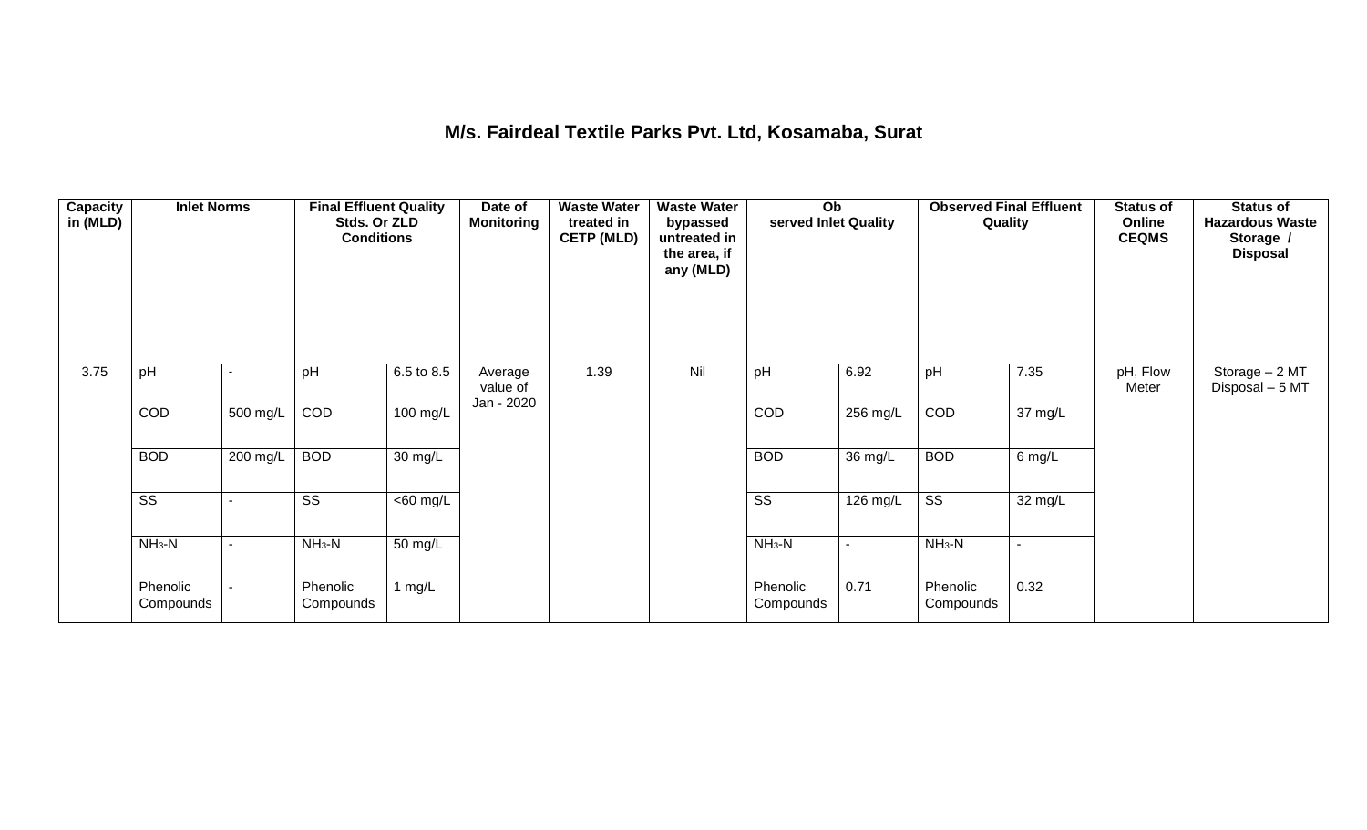## M/s. Fairdeal Textile Parks Pvt. Ltd, Kosamaba, Surat

| Capacity in (MLD) | Inlet Norms | | Final Effluent Quality Stds. Or ZLD Conditions | | Date of Monitoring | Waste Water treated in CETP (MLD) | Waste Water bypassed untreated in the area, if any (MLD) | Observed Inlet Quality | | Observed Final Effluent Quality | | Status of Online CEQMS | Status of Hazardous Waste Storage / Disposal |
|---|---|---|---|---|---|---|---|---|---|---|---|---|---|
| 3.75 | pH | - | pH | 6.5 to 8.5 | Average value of Jan - 2020 | 1.39 | Nil | pH | 6.92 | pH | 7.35 | pH, Flow Meter | Storage – 2 MT Disposal – 5 MT |
| | COD | 500 mg/L | COD | 100 mg/L | | | | COD | 256 mg/L | COD | 37 mg/L | | |
| | BOD | 200 mg/L | BOD | 30 mg/L | | | | BOD | 36 mg/L | BOD | 6 mg/L | | |
| | SS | - | SS | <60 mg/L | | | | SS | 126 mg/L | SS | 32 mg/L | | |
| | $NH_3$-N | - | $NH_3$-N | 50 mg/L | | | | $NH_3$-N | - | $NH_3$-N | - | | |
| | Phenolic Compounds | - | Phenolic Compounds | 1 mg/L | | | | Phenolic Compounds | 0.71 | Phenolic Compounds | 0.32 | | |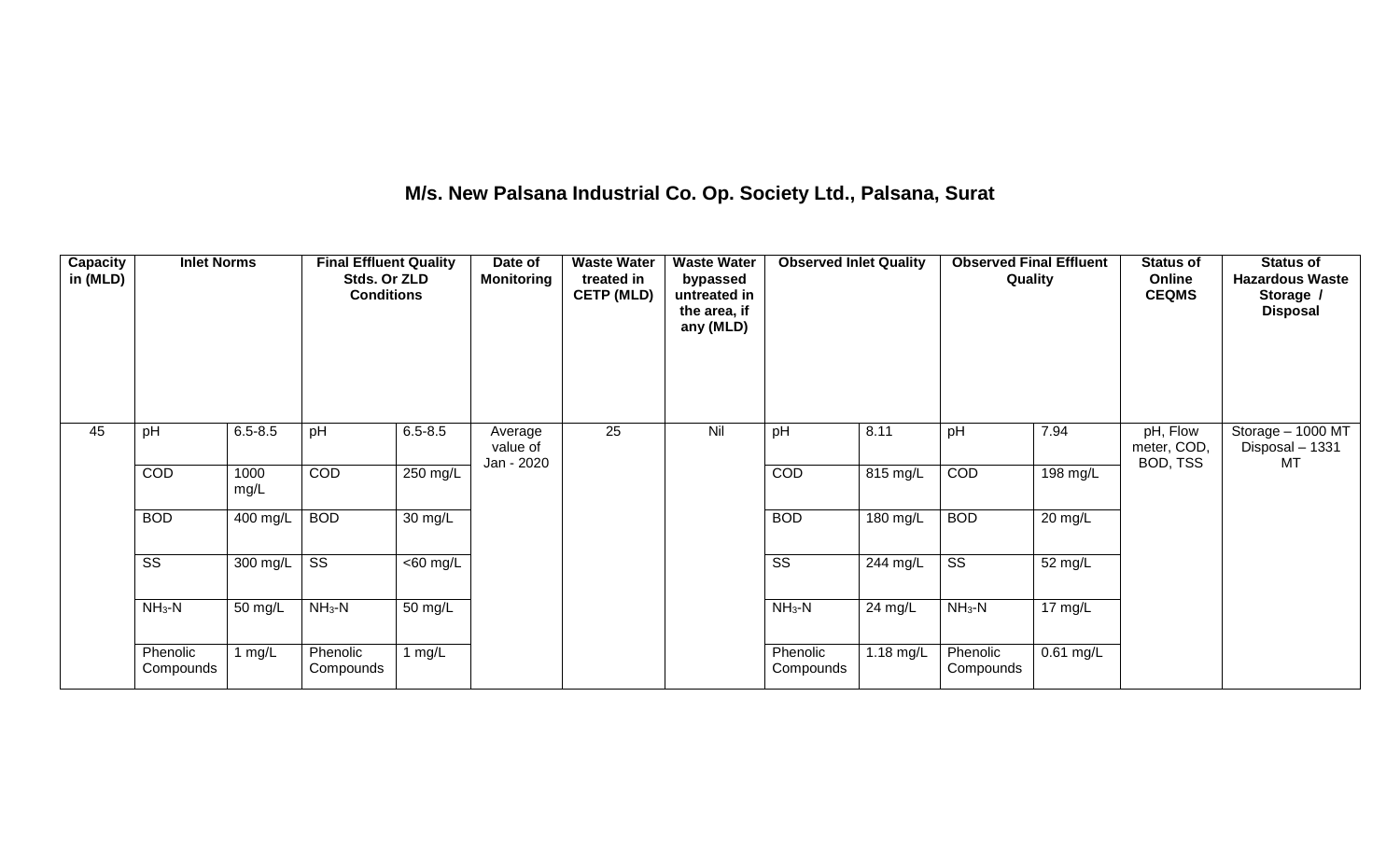## M/s. New Palsana Industrial Co. Op. Society Ltd., Palsana, Surat

| Capacity in (MLD) | Inlet Norms | | Final Effluent Quality Stds. Or ZLD Conditions | | Date of Monitoring | Waste Water treated in CETP (MLD) | Waste Water bypassed untreated in the area, if any (MLD) | Observed Inlet Quality | | Observed Final Effluent Quality | | Status of Online CEQMS | Status of Hazardous Waste Storage / Disposal |
|---|---|---|---|---|---|---|---|---|---|---|---|---|---|
| 45 | pH | 6.5-8.5 | pH | 6.5-8.5 | Average value of Jan - 2020 | 25 | Nil | pH | 8.11 | pH | 7.94 | pH, Flow meter, COD, BOD, TSS | Storage – 1000 MT Disposal – 1331 MT |
| | COD | 1000 mg/L | COD | 250 mg/L | | | | COD | 815 mg/L | COD | 198 mg/L | | |
| | BOD | 400 mg/L | BOD | 30 mg/L | | | | BOD | 180 mg/L | BOD | 20 mg/L | | |
| | SS | 300 mg/L | SS | <60 mg/L | | | | SS | 244 mg/L | SS | 52 mg/L | | |
| | $NH_3$-N | 50 mg/L | $NH_3$-N | 50 mg/L | | | | $NH_3$-N | 24 mg/L | $NH_3$-N | 17 mg/L | | |
| | Phenolic Compounds | 1 mg/L | Phenolic Compounds | 1 mg/L | | | | Phenolic Compounds | 1.18 mg/L | Phenolic Compounds | 0.61 mg/L | | |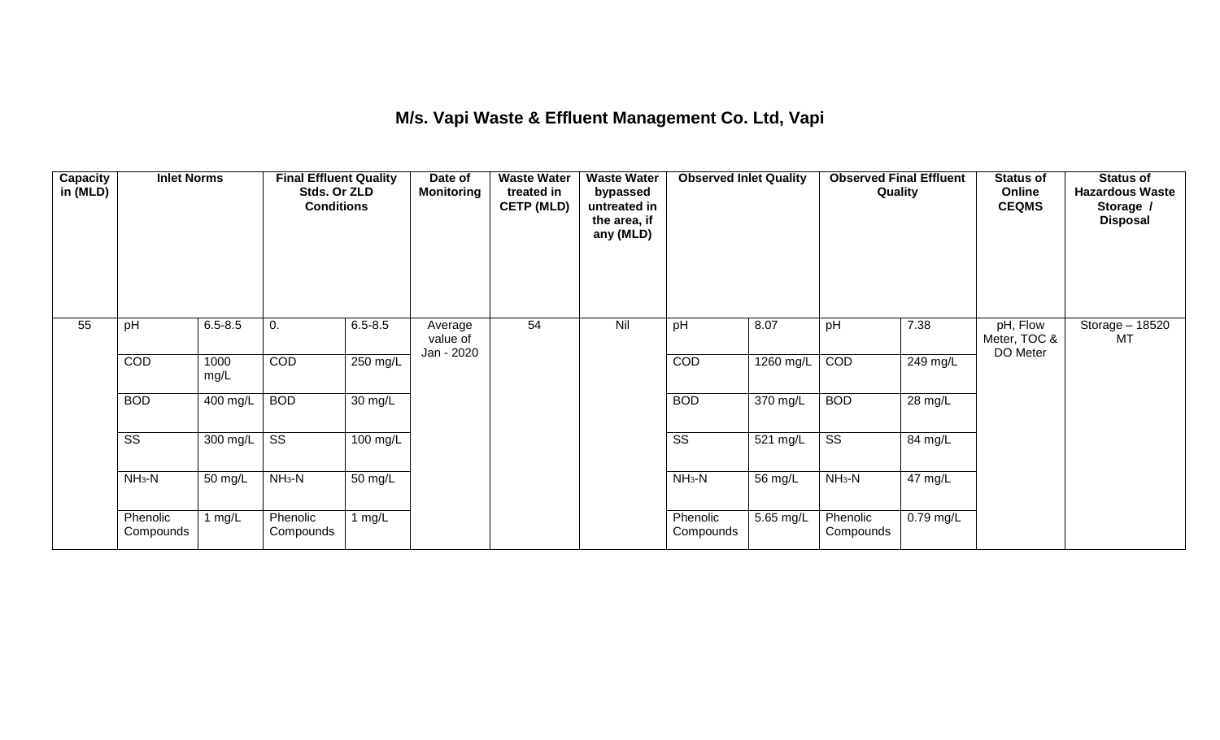# M/s. Vapi Waste & Effluent Management Co. Ltd, Vapi

| Capacity in (MLD) | Inlet Norms | | Final Effluent Quality Stds. Or ZLD Conditions | | Date of Monitoring | Waste Water treated in CETP (MLD) | Waste Water bypassed untreated in the area, if any (MLD) | Observed Inlet Quality | | Observed Final Effluent Quality | | Status of Online CEQMS | Status of Hazardous Waste Storage / Disposal |
|---|---|---|---|---|---|---|---|---|---|---|---|---|---|
| 55 | pH | 6.5-8.5 | 0. | 6.5-8.5 | Average value of Jan - 2020 | 54 | Nil | pH | 8.07 | pH | 7.38 | pH, Flow Meter, TOC & DO Meter | Storage – 18520 MT |
| | COD | 1000 mg/L | COD | 250 mg/L | | | | COD | 1260 mg/L | COD | 249 mg/L | | |
| | BOD | 400 mg/L | BOD | 30 mg/L | | | | BOD | 370 mg/L | BOD | 28 mg/L | | |
| | SS | 300 mg/L | SS | 100 mg/L | | | | SS | 521 mg/L | SS | 84 mg/L | | |
| | $NH_3$-N | 50 mg/L | $NH_3$-N | 50 mg/L | | | | $NH_3$-N | 56 mg/L | $NH_3$-N | 47 mg/L | | |
| | Phenolic Compounds | 1 mg/L | Phenolic Compounds | 1 mg/L | | | | Phenolic Compounds | 5.65 mg/L | Phenolic Compounds | 0.79 mg/L | | |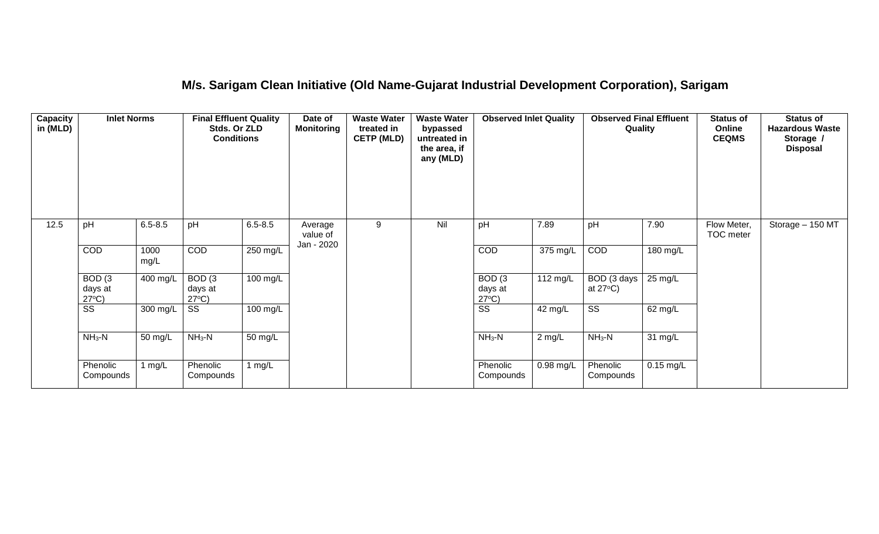# M/s. Sarigam Clean Initiative (Old Name-Gujarat Industrial Development Corporation), Sarigam

| Capacity in (MLD) | Inlet Norms | | Final Effluent Quality Stds. Or ZLD Conditions | | Date of Monitoring | Waste Water treated in CETP (MLD) | Waste Water bypassed untreated in the area, if any (MLD) | Observed Inlet Quality | | Observed Final Effluent Quality | | Status of Online CEQMS | Status of Hazardous Waste Storage / Disposal |
|---|---|---|---|---|---|---|---|---|---|---|---|---|---|
| 12.5 | pH | 6.5-8.5 | pH | 6.5-8.5 | Average value of Jan - 2020 | 9 | Nil | pH | 7.89 | pH | 7.90 | Flow Meter, TOC meter | Storage – 150 MT |
| | COD | 1000 mg/L | COD | 250 mg/L | | | | COD | 375 mg/L | COD | 180 mg/L | | |
| | BOD (3 days at 27°C) | 400 mg/L | BOD (3 days at 27°C) | 100 mg/L | | | | BOD (3 days at 27°C) | 112 mg/L | BOD (3 days at 27°C) | 25 mg/L | | |
| | SS | 300 mg/L | SS | 100 mg/L | | | | SS | 42 mg/L | SS | 62 mg/L | | |
| | $NH_3$-N | 50 mg/L | $NH_3$-N | 50 mg/L | | | | $NH_3$-N | 2 mg/L | $NH_3$-N | 31 mg/L | | |
| | Phenolic Compounds | 1 mg/L | Phenolic Compounds | 1 mg/L | | | | Phenolic Compounds | 0.98 mg/L | Phenolic Compounds | 0.15 mg/L | | |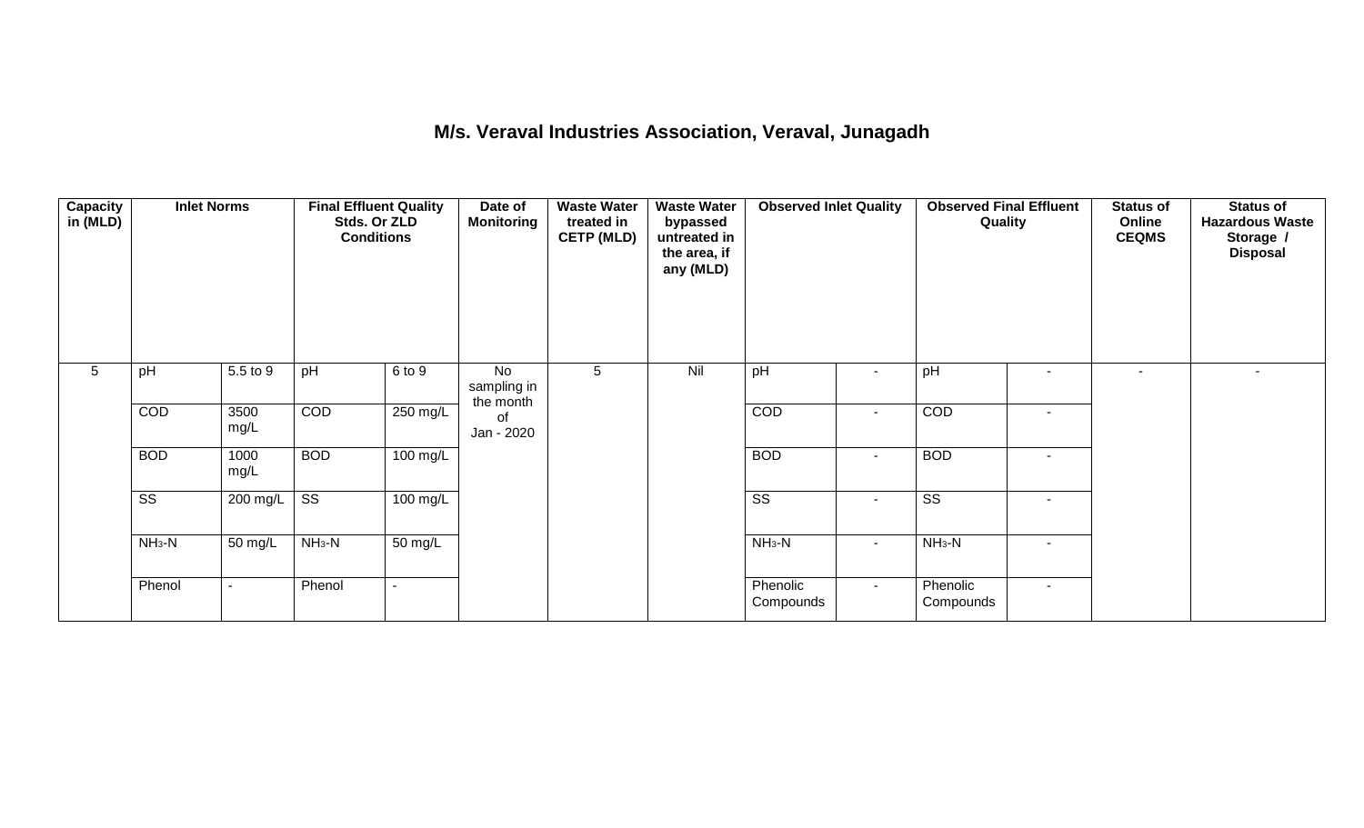# M/s. Veraval Industries Association, Veraval, Junagadh

| Capacity in (MLD) | Inlet Norms | | Final Effluent Quality Stds. Or ZLD Conditions | | Date of Monitoring | Waste Water treated in CETP (MLD) | Waste Water bypassed untreated in the area, if any (MLD) | Observed Inlet Quality | | Observed Final Effluent Quality | | Status of Online CEQMS | Status of Hazardous Waste Storage / Disposal |
|---|---|---|---|---|---|---|---|---|---|---|---|---|---|
| 5 | pH | 5.5 to 9 | pH | 6 to 9 | No sampling in the month of Jan - 2020 | 5 | Nil | pH | - | pH | - | - | - |
| | COD | 3500 mg/L | COD | 250 mg/L | | | | COD | - | COD | - | | |
| | BOD | 1000 mg/L | BOD | 100 mg/L | | | | BOD | - | BOD | - | | |
| | SS | 200 mg/L | SS | 100 mg/L | | | | SS | - | SS | - | | |
| | $NH_3$-N | 50 mg/L | $NH_3$-N | 50 mg/L | | | | $NH_3$-N | - | $NH_3$-N | - | | |
| | Phenol | - | Phenol | - | | | | Phenolic Compounds | - | Phenolic Compounds | - | | |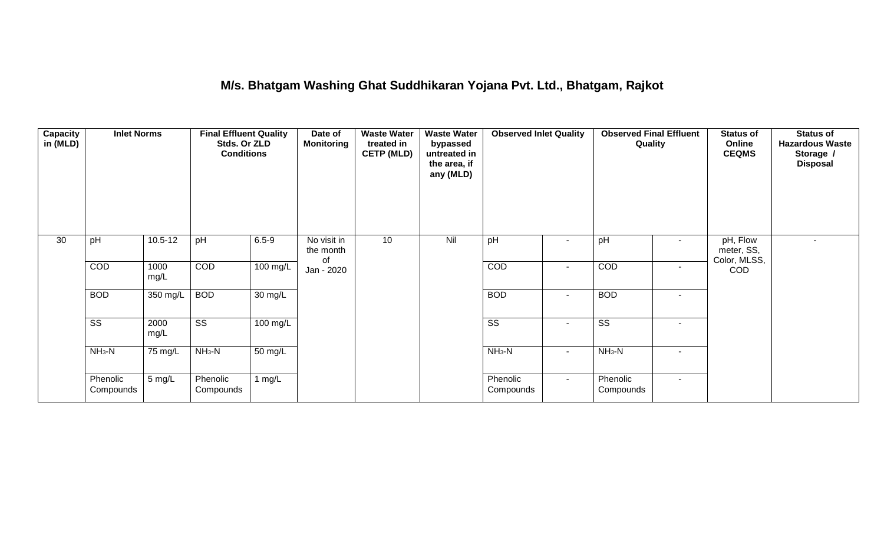# M/s. Bhatgam Washing Ghat Suddhikaran Yojana Pvt. Ltd., Bhatgam, Rajkot

| Capacity in (MLD) | Inlet Norms | | Final Effluent Quality Stds. Or ZLD Conditions | | Date of Monitoring | Waste Water treated in CETP (MLD) | Waste Water bypassed untreated in the area, if any (MLD) | Observed Inlet Quality | | Observed Final Effluent Quality | | Status of Online CEQMS | Status of Hazardous Waste Storage / Disposal |
|---|---|---|---|---|---|---|---|---|---|---|---|---|---|
| 30 | pH | 10.5-12 | pH | 6.5-9 | No visit in the month of Jan - 2020 | 10 | Nil | pH | - | pH | - | pH, Flow meter, SS, Color, MLSS, COD | - |
| | COD | 1000 mg/L | COD | 100 mg/L | | | | COD | - | COD | - | | |
| | BOD | 350 mg/L | BOD | 30 mg/L | | | | BOD | - | BOD | - | | |
| | SS | 2000 mg/L | SS | 100 mg/L | | | | SS | - | SS | - | | |
| | $NH_3$-N | 75 mg/L | $NH_3$-N | 50 mg/L | | | | $NH_3$-N | - | $NH_3$-N | - | | |
| | Phenolic Compounds | 5 mg/L | Phenolic Compounds | 1 mg/L | | | | Phenolic Compounds | - | Phenolic Compounds | - | | |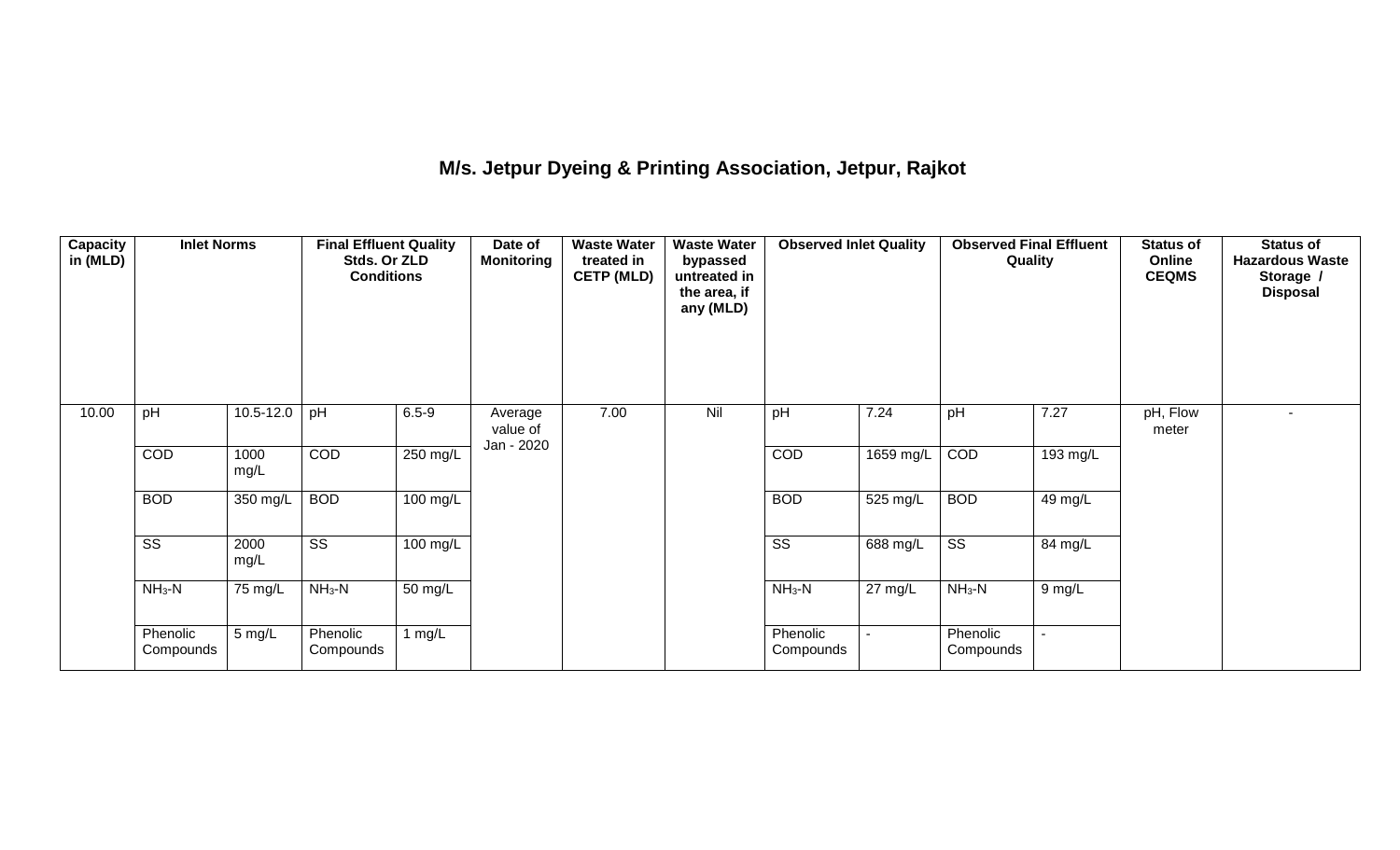## M/s. Jetpur Dyeing & Printing Association, Jetpur, Rajkot

| Capacity in (MLD) | Inlet Norms | | Final Effluent Quality Stds. Or ZLD Conditions | | Date of Monitoring | Waste Water treated in CETP (MLD) | Waste Water bypassed untreated in the area, if any (MLD) | Observed Inlet Quality | | Observed Final Effluent Quality | | Status of Online CEQMS | Status of Hazardous Waste Storage / Disposal |
|---|---|---|---|---|---|---|---|---|---|---|---|---|---|
| 10.00 | pH | 10.5-12.0 | pH | 6.5-9 | Average value of Jan - 2020 | 7.00 | Nil | pH | 7.24 | pH | 7.27 | pH, Flow meter | - |
| | COD | 1000 mg/L | COD | 250 mg/L | | | | COD | 1659 mg/L | COD | 193 mg/L | | |
| | BOD | 350 mg/L | BOD | 100 mg/L | | | | BOD | 525 mg/L | BOD | 49 mg/L | | |
| | SS | 2000 mg/L | SS | 100 mg/L | | | | SS | 688 mg/L | SS | 84 mg/L | | |
| | $NH_3$-N | 75 mg/L | $NH_3$-N | 50 mg/L | | | | $NH_3$-N | 27 mg/L | $NH_3$-N | 9 mg/L | | |
| | Phenolic Compounds | 5 mg/L | Phenolic Compounds | 1 mg/L | | | | Phenolic Compounds | - | Phenolic Compounds | - | | |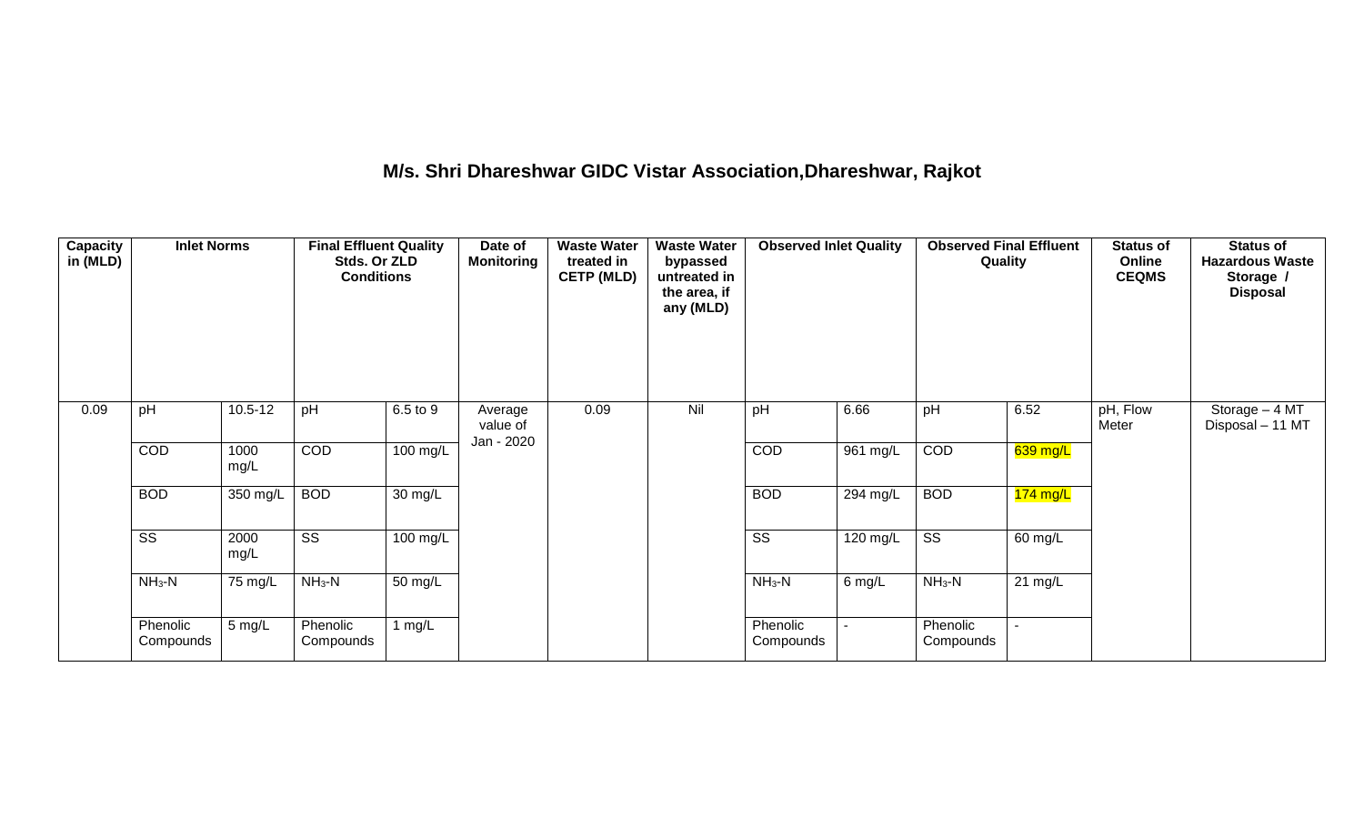# M/s. Shri Dhareshwar GIDC Vistar Association,Dhareshwar, Rajkot

| Capacity in (MLD) | Inlet Norms | | Final Effluent Quality Stds. Or ZLD Conditions | | Date of Monitoring | Waste Water treated in CETP (MLD) | Waste Water bypassed untreated in the area, if any (MLD) | Observed Inlet Quality | | Observed Final Effluent Quality | | Status of Online CEQMS | Status of Hazardous Waste Storage / Disposal |
|---|---|---|---|---|---|---|---|---|---|---|---|---|---|
| 0.09 | pH | 10.5-12 | pH | 6.5 to 9 | Average value of Jan - 2020 | 0.09 | Nil | pH | 6.66 | pH | 6.52 | pH, Flow Meter | Storage – 4 MT Disposal – 11 MT |
| | COD | 1000 mg/L | COD | 100 mg/L | | | | COD | 961 mg/L | COD | 639 mg/L | | |
| | BOD | 350 mg/L | BOD | 30 mg/L | | | | BOD | 294 mg/L | BOD | 174 mg/L | | |
| | SS | 2000 mg/L | SS | 100 mg/L | | | | SS | 120 mg/L | SS | 60 mg/L | | |
| | $NH_3$-N | 75 mg/L | $NH_3$-N | 50 mg/L | | | | $NH_3$-N | 6 mg/L | $NH_3$-N | 21 mg/L | | |
| | Phenolic Compounds | 5 mg/L | Phenolic Compounds | 1 mg/L | | | | Phenolic Compounds | - | Phenolic Compounds | - | | |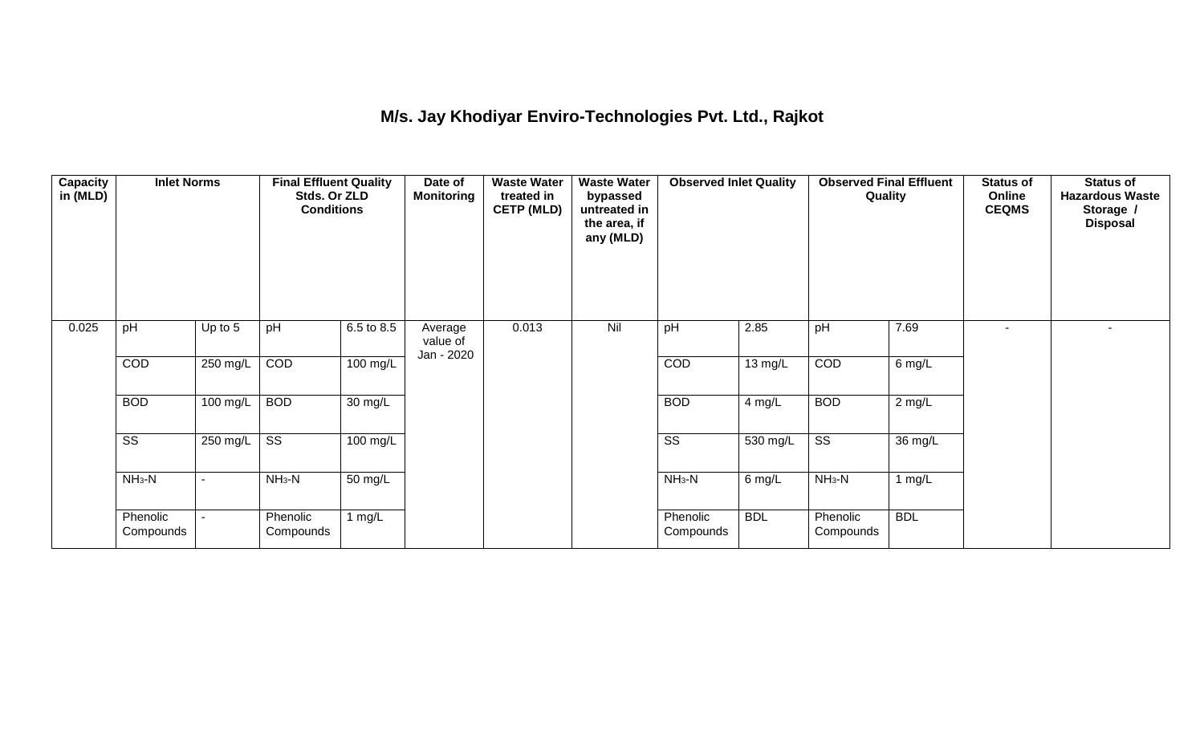# M/s. Jay Khodiyar Enviro-Technologies Pvt. Ltd., Rajkot

| Capacity in (MLD) | Inlet Norms | | Final Effluent Quality Stds. Or ZLD Conditions | | Date of Monitoring | Waste Water treated in CETP (MLD) | Waste Water bypassed untreated in the area, if any (MLD) | Observed Inlet Quality | | Observed Final Effluent Quality | | Status of Online CEQMS | Status of Hazardous Waste Storage / Disposal |
|---|---|---|---|---|---|---|---|---|---|---|---|---|---|
| 0.025 | pH | Up to 5 | pH | 6.5 to 8.5 | Average value of Jan - 2020 | 0.013 | Nil | pH | 2.85 | pH | 7.69 | - | - |
| | COD | 250 mg/L | COD | 100 mg/L | | | | COD | 13 mg/L | COD | 6 mg/L | | |
| | BOD | 100 mg/L | BOD | 30 mg/L | | | | BOD | 4 mg/L | BOD | 2 mg/L | | |
| | SS | 250 mg/L | SS | 100 mg/L | | | | SS | 530 mg/L | SS | 36 mg/L | | |
| | $NH_3$-N | - | $NH_3$-N | 50 mg/L | | | | $NH_3$-N | 6 mg/L | $NH_3$-N | 1 mg/L | | |
| | Phenolic Compounds | - | Phenolic Compounds | 1 mg/L | | | | Phenolic Compounds | BDL | Phenolic Compounds | BDL | | |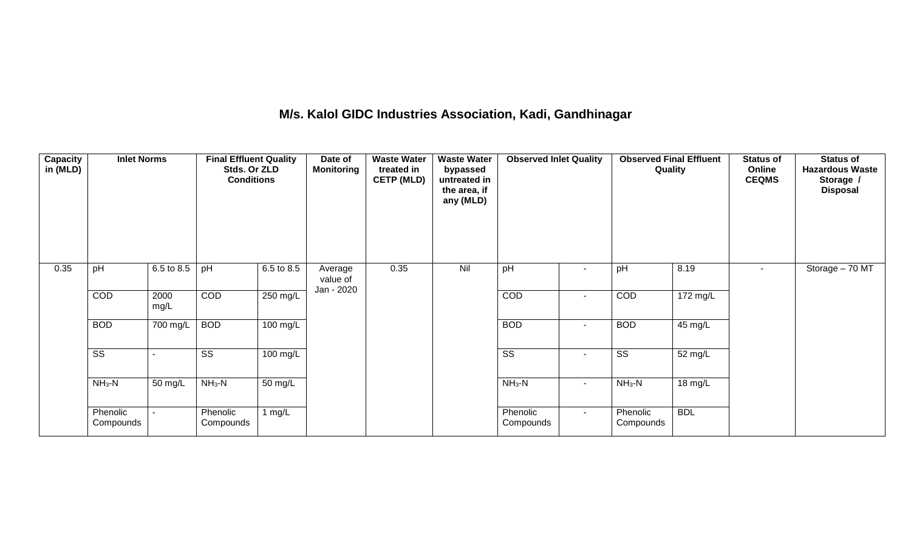# M/s. Kalol GIDC Industries Association, Kadi, Gandhinagar

| Capacity in (MLD) | Inlet Norms | | Final Effluent Quality Stds. Or ZLD Conditions | | Date of Monitoring | Waste Water treated in CETP (MLD) | Waste Water bypassed untreated in the area, if any (MLD) | Observed Inlet Quality | | Observed Final Effluent Quality | | Status of Online CEQMS | Status of Hazardous Waste Storage / Disposal |
|---|---|---|---|---|---|---|---|---|---|---|---|---|---|
| 0.35 | pH | 6.5 to 8.5 | pH | 6.5 to 8.5 | Average value of Jan - 2020 | 0.35 | Nil | pH | - | pH | 8.19 | - | Storage – 70 MT |
| | COD | 2000 mg/L | COD | 250 mg/L | | | | COD | - | COD | 172 mg/L | | |
| | BOD | 700 mg/L | BOD | 100 mg/L | | | | BOD | - | BOD | 45 mg/L | | |
| | SS | - | SS | 100 mg/L | | | | SS | - | SS | 52 mg/L | | |
| | $NH_3$-N | 50 mg/L | $NH_3$-N | 50 mg/L | | | | $NH_3$-N | - | $NH_3$-N | 18 mg/L | | |
| | Phenolic Compounds | - | Phenolic Compounds | 1 mg/L | | | | Phenolic Compounds | - | Phenolic Compounds | BDL | | |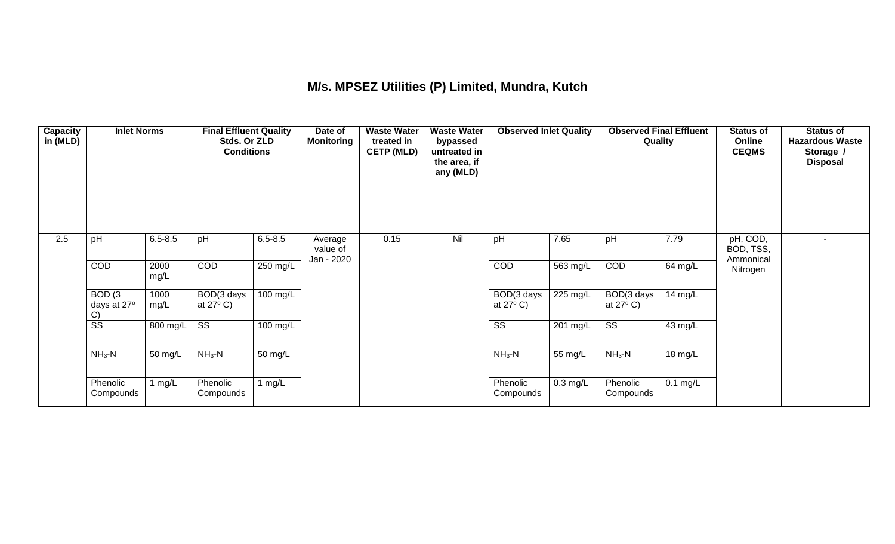# M/s. MPSEZ Utilities (P) Limited, Mundra, Kutch

| Capacity in (MLD) | Inlet Norms | | Final Effluent Quality Stds. Or ZLD Conditions | | Date of Monitoring | Waste Water treated in CETP (MLD) | Waste Water bypassed untreated in the area, if any (MLD) | Observed Inlet Quality | | Observed Final Effluent Quality | | Status of Online CEQMS | Status of Hazardous Waste Storage / Disposal |
|---|---|---|---|---|---|---|---|---|---|---|---|---|---|
| 2.5 | pH | 6.5-8.5 | pH | 6.5-8.5 | Average value of Jan - 2020 | 0.15 | Nil | pH | 7.65 | pH | 7.79 | pH, COD, BOD, TSS, Ammonical Nitrogen | - |
| | COD | 2000 mg/L | COD | 250 mg/L | | | | COD | 563 mg/L | COD | 64 mg/L | | |
| | BOD (3 days at 27º C) | 1000 mg/L | BOD(3 days at 27º C) | 100 mg/L | | | | BOD(3 days at 27º C) | 225 mg/L | BOD(3 days at 27º C) | 14 mg/L | | |
| | SS | 800 mg/L | SS | 100 mg/L | | | | SS | 201 mg/L | SS | 43 mg/L | | |
| | $NH_3$-N | 50 mg/L | $NH_3$-N | 50 mg/L | | | | $NH_3$-N | 55 mg/L | $NH_3$-N | 18 mg/L | | |
| | Phenolic Compounds | 1 mg/L | Phenolic Compounds | 1 mg/L | | | | Phenolic Compounds | 0.3 mg/L | Phenolic Compounds | 0.1 mg/L | | |